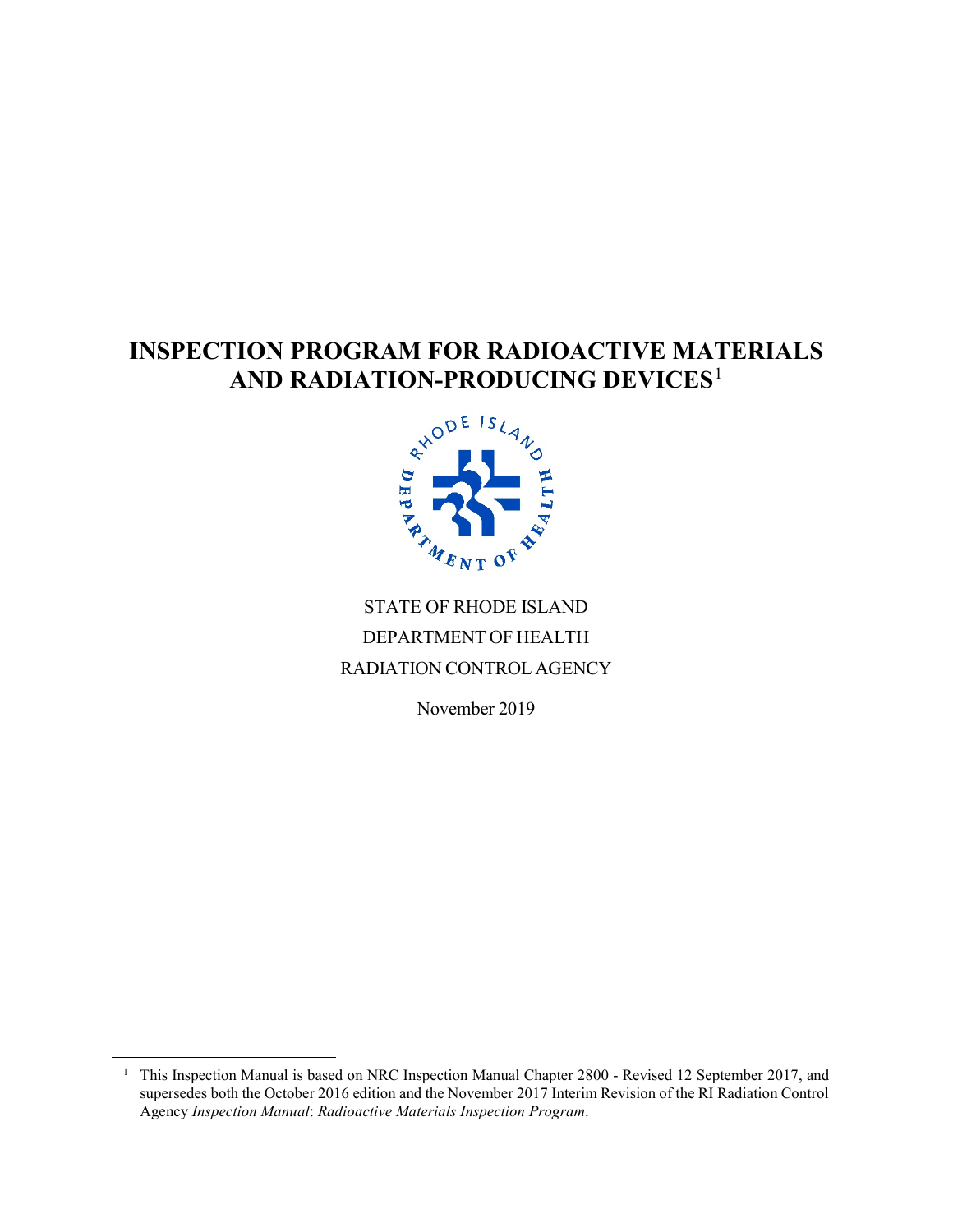# INSPECTION PROGRAM FOR RADIOACTIVE MATERIALS AND RADIATION-PRODUCING DEVICES[1]

STATE OF RHODE ISLAND

DEPARTMENT OF HEALTH

RADIATION CONTROL AGENCY

November 2019

---

[1] This Inspection Manual is based on NRC Inspection Manual Chapter 2800 - Revised 12 September 2017, and supersedes both the October 2016 edition and the November 2017 Interim Revision of the RI Radiation Control Agency *Inspection Manual*: *Radioactive Materials Inspection Program*.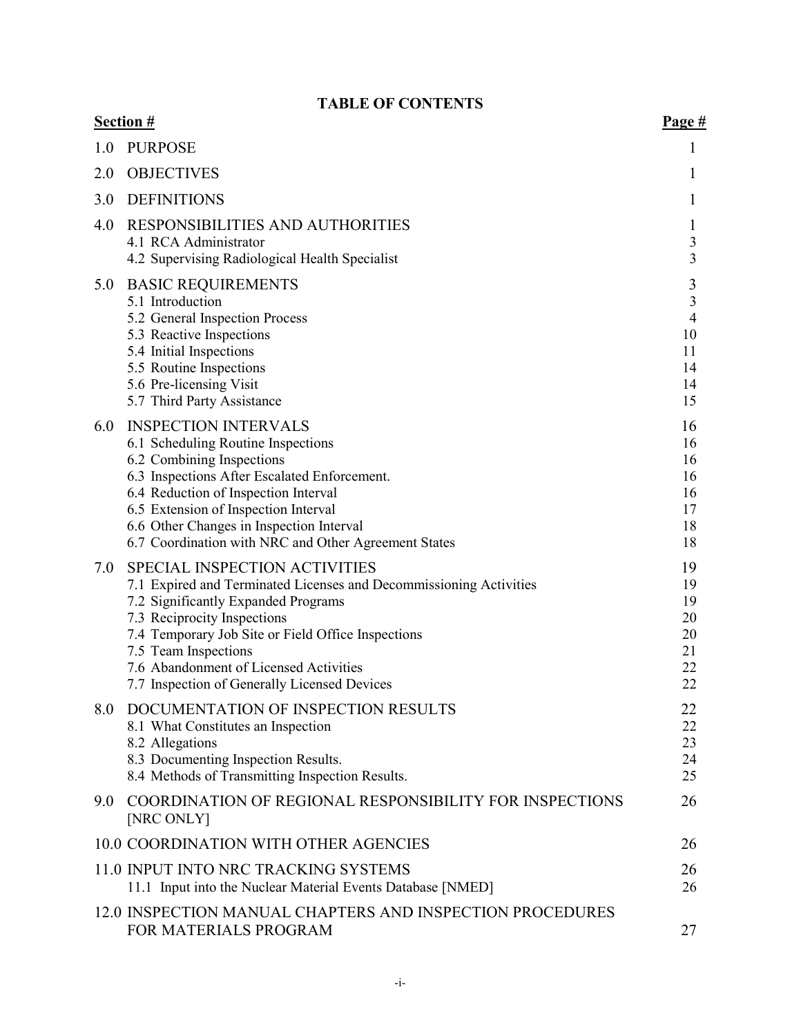# TABLE OF CONTENTS

| Section # | | Page # |
|---|---|---|
| 1.0 | PURPOSE | 1 |
| 2.0 | OBJECTIVES | 1 |
| 3.0 | DEFINITIONS | 1 |
| 4.0 | RESPONSIBILITIES AND AUTHORITIES | 1 |
| | 4.1 RCA Administrator | 3 |
| | 4.2 Supervising Radiological Health Specialist | 3 |
| 5.0 | BASIC REQUIREMENTS | 3 |
| | 5.1 Introduction | 3 |
| | 5.2 General Inspection Process | 4 |
| | 5.3 Reactive Inspections | 10 |
| | 5.4 Initial Inspections | 11 |
| | 5.5 Routine Inspections | 14 |
| | 5.6 Pre-licensing Visit | 14 |
| | 5.7 Third Party Assistance | 15 |
| 6.0 | INSPECTION INTERVALS | 16 |
| | 6.1 Scheduling Routine Inspections | 16 |
| | 6.2 Combining Inspections | 16 |
| | 6.3 Inspections After Escalated Enforcement. | 16 |
| | 6.4 Reduction of Inspection Interval | 16 |
| | 6.5 Extension of Inspection Interval | 17 |
| | 6.6 Other Changes in Inspection Interval | 18 |
| | 6.7 Coordination with NRC and Other Agreement States | 18 |
| 7.0 | SPECIAL INSPECTION ACTIVITIES | 19 |
| | 7.1 Expired and Terminated Licenses and Decommissioning Activities | 19 |
| | 7.2 Significantly Expanded Programs | 19 |
| | 7.3 Reciprocity Inspections | 20 |
| | 7.4 Temporary Job Site or Field Office Inspections | 20 |
| | 7.5 Team Inspections | 21 |
| | 7.6 Abandonment of Licensed Activities | 22 |
| | 7.7 Inspection of Generally Licensed Devices | 22 |
| 8.0 | DOCUMENTATION OF INSPECTION RESULTS | 22 |
| | 8.1 What Constitutes an Inspection | 22 |
| | 8.2 Allegations | 23 |
| | 8.3 Documenting Inspection Results. | 24 |
| | 8.4 Methods of Transmitting Inspection Results. | 25 |
| 9.0 | COORDINATION OF REGIONAL RESPONSIBILITY FOR INSPECTIONS [NRC ONLY] | 26 |
| 10.0 | COORDINATION WITH OTHER AGENCIES | 26 |
| 11.0 | INPUT INTO NRC TRACKING SYSTEMS | 26 |
| | 11.1 Input into the Nuclear Material Events Database [NMED] | 26 |
| 12.0 | INSPECTION MANUAL CHAPTERS AND INSPECTION PROCEDURES FOR MATERIALS PROGRAM | 27 |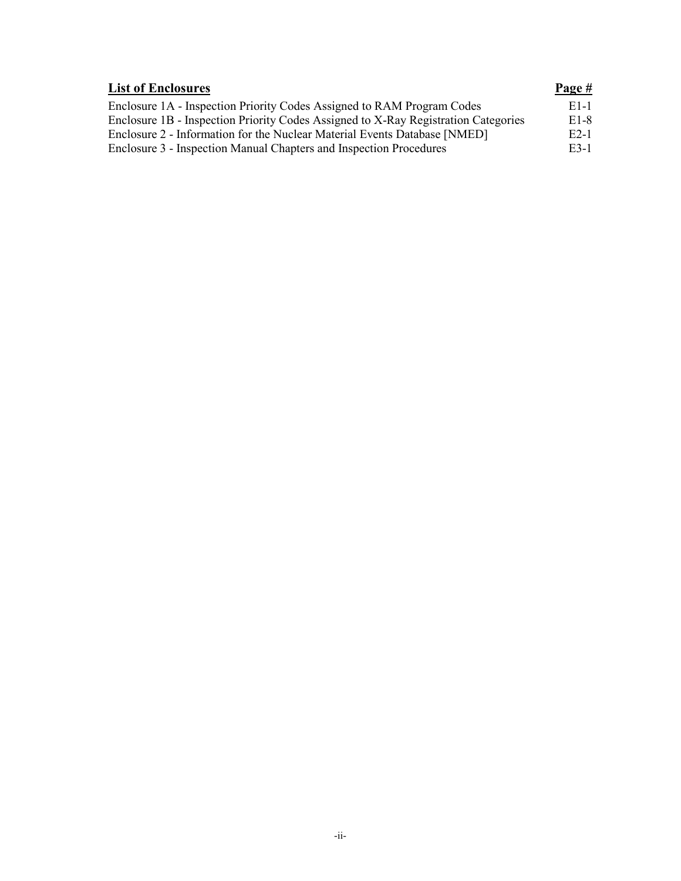| **List of Enclosures** | **Page #** |
|---|---|
| Enclosure 1A - Inspection Priority Codes Assigned to RAM Program Codes | E1-1 |
| Enclosure 1B - Inspection Priority Codes Assigned to X-Ray Registration Categories | E1-8 |
| Enclosure 2 - Information for the Nuclear Material Events Database [NMED] | E2-1 |
| Enclosure 3 - Inspection Manual Chapters and Inspection Procedures | E3-1 |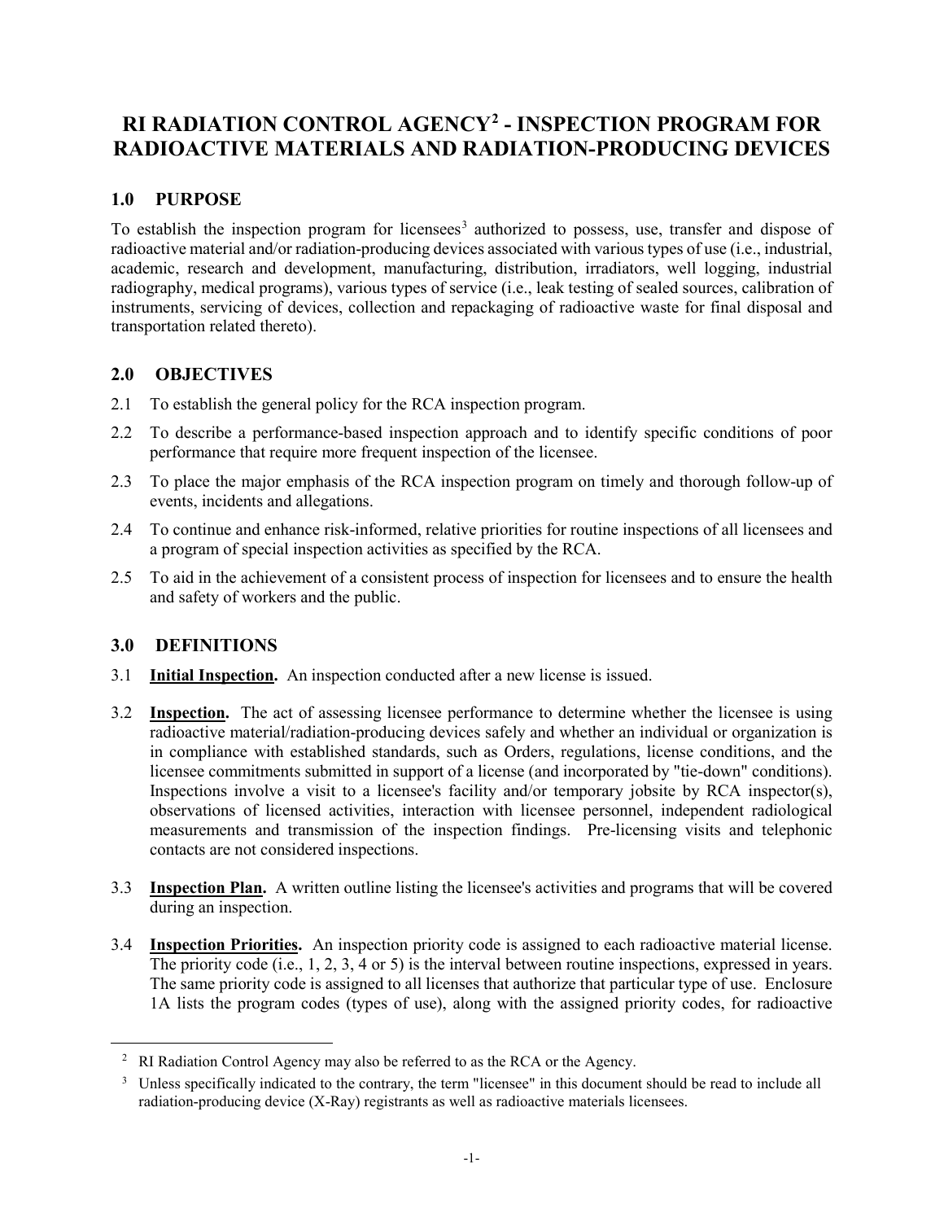# RI RADIATION CONTROL AGENCY[2] - INSPECTION PROGRAM FOR RADIOACTIVE MATERIALS AND RADIATION-PRODUCING DEVICES

## 1.0 PURPOSE

To establish the inspection program for licensees[3] authorized to possess, use, transfer and dispose of radioactive material and/or radiation-producing devices associated with various types of use (i.e., industrial, academic, research and development, manufacturing, distribution, irradiators, well logging, industrial radiography, medical programs), various types of service (i.e., leak testing of sealed sources, calibration of instruments, servicing of devices, collection and repackaging of radioactive waste for final disposal and transportation related thereto).

## 2.0 OBJECTIVES

2.1 To establish the general policy for the RCA inspection program.

2.2 To describe a performance-based inspection approach and to identify specific conditions of poor performance that require more frequent inspection of the licensee.

2.3 To place the major emphasis of the RCA inspection program on timely and thorough follow-up of events, incidents and allegations.

2.4 To continue and enhance risk-informed, relative priorities for routine inspections of all licensees and a program of special inspection activities as specified by the RCA.

2.5 To aid in the achievement of a consistent process of inspection for licensees and to ensure the health and safety of workers and the public.

## 3.0 DEFINITIONS

3.1 **Initial Inspection.** An inspection conducted after a new license is issued.

3.2 **Inspection.** The act of assessing licensee performance to determine whether the licensee is using radioactive material/radiation-producing devices safely and whether an individual or organization is in compliance with established standards, such as Orders, regulations, license conditions, and the licensee commitments submitted in support of a license (and incorporated by "tie-down" conditions). Inspections involve a visit to a licensee's facility and/or temporary jobsite by RCA inspector(s), observations of licensed activities, interaction with licensee personnel, independent radiological measurements and transmission of the inspection findings. Pre-licensing visits and telephonic contacts are not considered inspections.

3.3 **Inspection Plan.** A written outline listing the licensee's activities and programs that will be covered during an inspection.

3.4 **Inspection Priorities.** An inspection priority code is assigned to each radioactive material license. The priority code (i.e., 1, 2, 3, 4 or 5) is the interval between routine inspections, expressed in years. The same priority code is assigned to all licenses that authorize that particular type of use. Enclosure 1A lists the program codes (types of use), along with the assigned priority codes, for radioactive

[2] RI Radiation Control Agency may also be referred to as the RCA or the Agency.

[3] Unless specifically indicated to the contrary, the term "licensee" in this document should be read to include all radiation-producing device (X-Ray) registrants as well as radioactive materials licensees.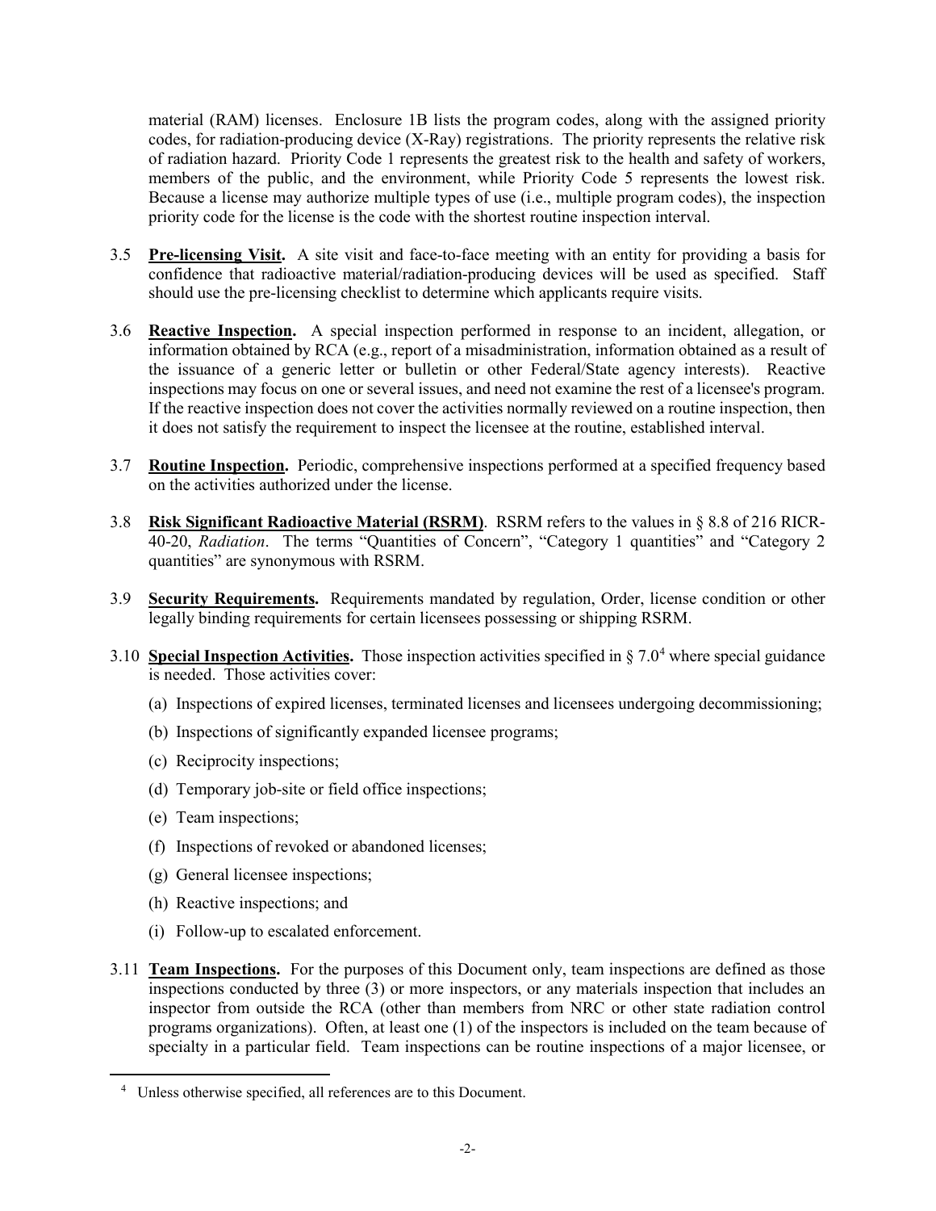material (RAM) licenses. Enclosure 1B lists the program codes, along with the assigned priority codes, for radiation-producing device (X-Ray) registrations. The priority represents the relative risk of radiation hazard. Priority Code 1 represents the greatest risk to the health and safety of workers, members of the public, and the environment, while Priority Code 5 represents the lowest risk. Because a license may authorize multiple types of use (i.e., multiple program codes), the inspection priority code for the license is the code with the shortest routine inspection interval.

3.5 **Pre-licensing Visit.** A site visit and face-to-face meeting with an entity for providing a basis for confidence that radioactive material/radiation-producing devices will be used as specified. Staff should use the pre-licensing checklist to determine which applicants require visits.

3.6 **Reactive Inspection.** A special inspection performed in response to an incident, allegation, or information obtained by RCA (e.g., report of a misadministration, information obtained as a result of the issuance of a generic letter or bulletin or other Federal/State agency interests). Reactive inspections may focus on one or several issues, and need not examine the rest of a licensee's program. If the reactive inspection does not cover the activities normally reviewed on a routine inspection, then it does not satisfy the requirement to inspect the licensee at the routine, established interval.

3.7 **Routine Inspection.** Periodic, comprehensive inspections performed at a specified frequency based on the activities authorized under the license.

3.8 **Risk Significant Radioactive Material (RSRM)**. RSRM refers to the values in § 8.8 of 216 RICR-40-20, *Radiation*. The terms "Quantities of Concern", "Category 1 quantities" and "Category 2 quantities" are synonymous with RSRM.

3.9 **Security Requirements.** Requirements mandated by regulation, Order, license condition or other legally binding requirements for certain licensees possessing or shipping RSRM.

3.10 **Special Inspection Activities.** Those inspection activities specified in § 7.0[4] where special guidance is needed. Those activities cover:

(a) Inspections of expired licenses, terminated licenses and licensees undergoing decommissioning;

(b) Inspections of significantly expanded licensee programs;

(c) Reciprocity inspections;

(d) Temporary job-site or field office inspections;

(e) Team inspections;

(f) Inspections of revoked or abandoned licenses;

(g) General licensee inspections;

(h) Reactive inspections; and

(i) Follow-up to escalated enforcement.

3.11 **Team Inspections.** For the purposes of this Document only, team inspections are defined as those inspections conducted by three (3) or more inspectors, or any materials inspection that includes an inspector from outside the RCA (other than members from NRC or other state radiation control programs organizations). Often, at least one (1) of the inspectors is included on the team because of specialty in a particular field. Team inspections can be routine inspections of a major licensee, or

[4] Unless otherwise specified, all references are to this Document.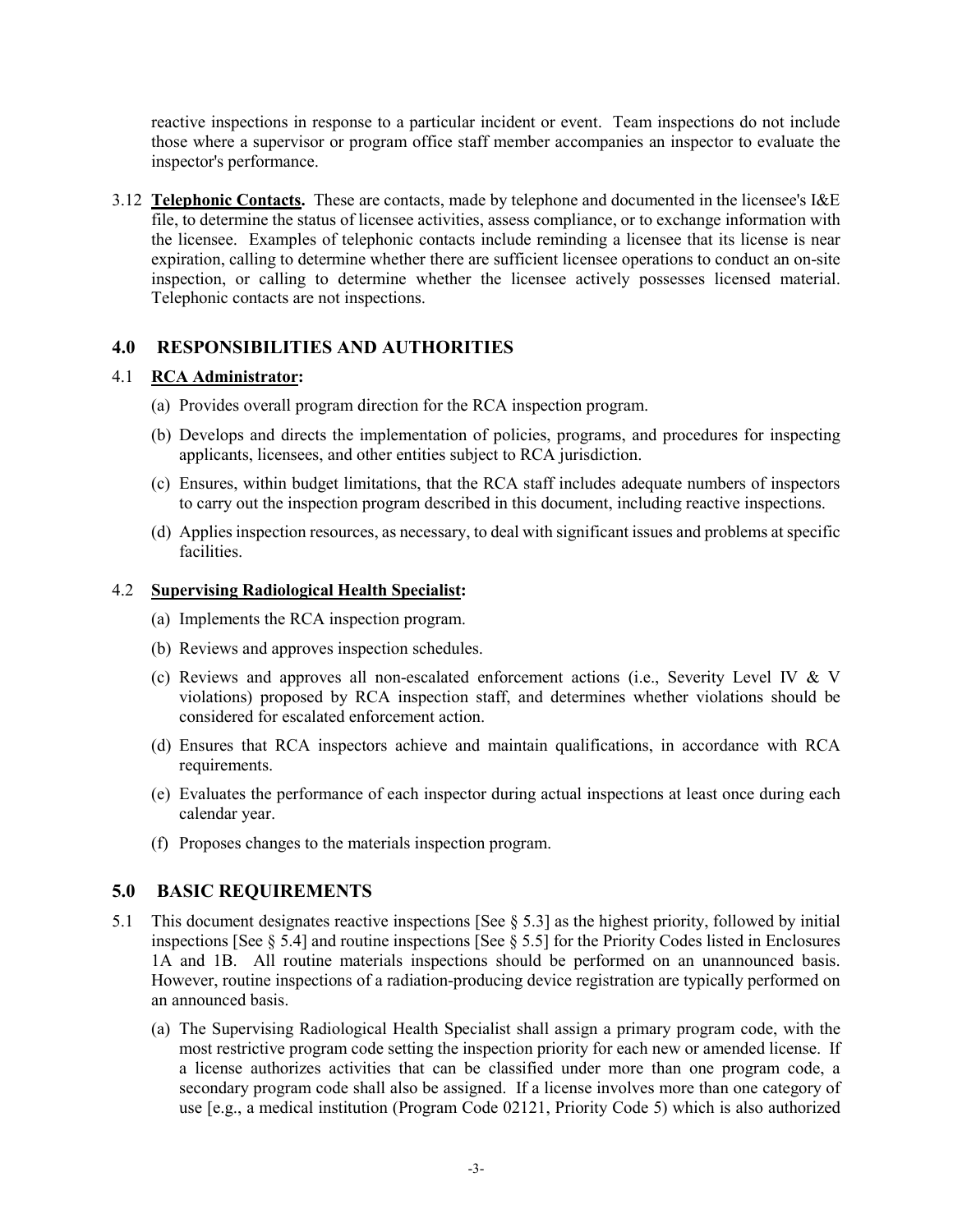reactive inspections in response to a particular incident or event. Team inspections do not include those where a supervisor or program office staff member accompanies an inspector to evaluate the inspector's performance.

3.12 **Telephonic Contacts.** These are contacts, made by telephone and documented in the licensee's I&E file, to determine the status of licensee activities, assess compliance, or to exchange information with the licensee. Examples of telephonic contacts include reminding a licensee that its license is near expiration, calling to determine whether there are sufficient licensee operations to conduct an on-site inspection, or calling to determine whether the licensee actively possesses licensed material. Telephonic contacts are not inspections.

## 4.0 RESPONSIBILITIES AND AUTHORITIES

4.1 **RCA Administrator:**

(a) Provides overall program direction for the RCA inspection program.

(b) Develops and directs the implementation of policies, programs, and procedures for inspecting applicants, licensees, and other entities subject to RCA jurisdiction.

(c) Ensures, within budget limitations, that the RCA staff includes adequate numbers of inspectors to carry out the inspection program described in this document, including reactive inspections.

(d) Applies inspection resources, as necessary, to deal with significant issues and problems at specific facilities.

4.2 **Supervising Radiological Health Specialist:**

(a) Implements the RCA inspection program.

(b) Reviews and approves inspection schedules.

(c) Reviews and approves all non-escalated enforcement actions (i.e., Severity Level IV & V violations) proposed by RCA inspection staff, and determines whether violations should be considered for escalated enforcement action.

(d) Ensures that RCA inspectors achieve and maintain qualifications, in accordance with RCA requirements.

(e) Evaluates the performance of each inspector during actual inspections at least once during each calendar year.

(f) Proposes changes to the materials inspection program.

## 5.0 BASIC REQUIREMENTS

5.1 This document designates reactive inspections [See § 5.3] as the highest priority, followed by initial inspections [See § 5.4] and routine inspections [See § 5.5] for the Priority Codes listed in Enclosures 1A and 1B. All routine materials inspections should be performed on an unannounced basis. However, routine inspections of a radiation-producing device registration are typically performed on an announced basis.

(a) The Supervising Radiological Health Specialist shall assign a primary program code, with the most restrictive program code setting the inspection priority for each new or amended license. If a license authorizes activities that can be classified under more than one program code, a secondary program code shall also be assigned. If a license involves more than one category of use [e.g., a medical institution (Program Code 02121, Priority Code 5) which is also authorized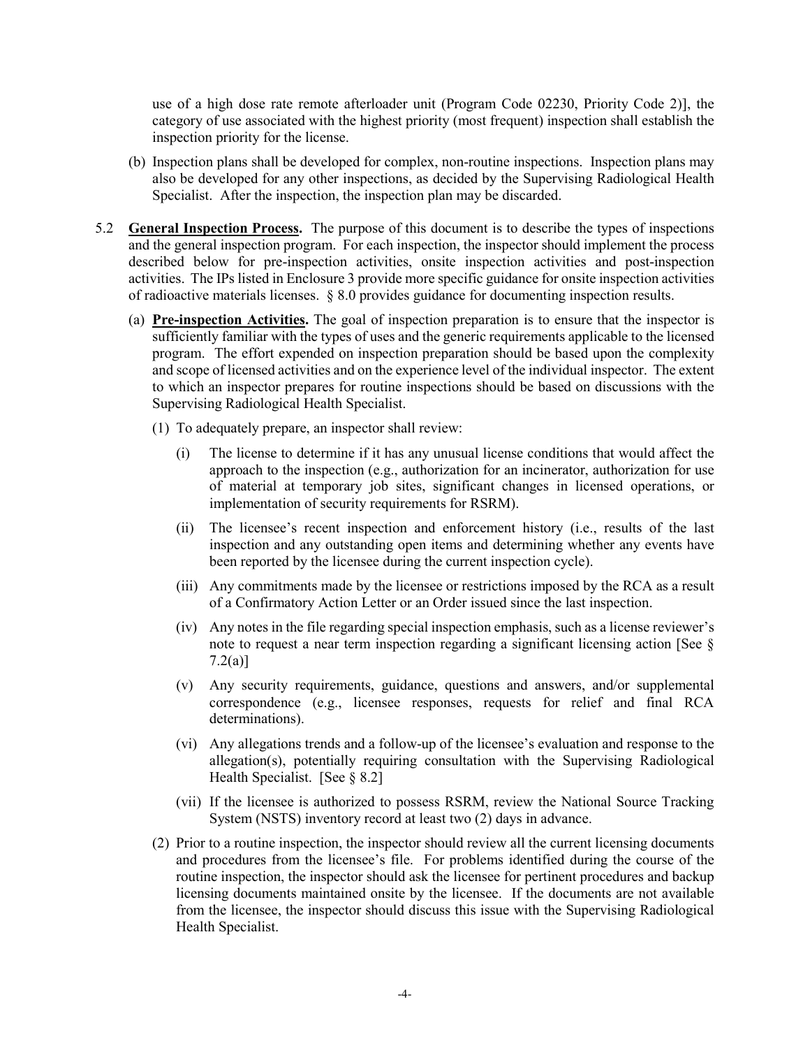use of a high dose rate remote afterloader unit (Program Code 02230, Priority Code 2)], the category of use associated with the highest priority (most frequent) inspection shall establish the inspection priority for the license.

(b) Inspection plans shall be developed for complex, non-routine inspections. Inspection plans may also be developed for any other inspections, as decided by the Supervising Radiological Health Specialist. After the inspection, the inspection plan may be discarded.

5.2 **General Inspection Process.** The purpose of this document is to describe the types of inspections and the general inspection program. For each inspection, the inspector should implement the process described below for pre-inspection activities, onsite inspection activities and post-inspection activities. The IPs listed in Enclosure 3 provide more specific guidance for onsite inspection activities of radioactive materials licenses. § 8.0 provides guidance for documenting inspection results.

(a) **Pre-inspection Activities.** The goal of inspection preparation is to ensure that the inspector is sufficiently familiar with the types of uses and the generic requirements applicable to the licensed program. The effort expended on inspection preparation should be based upon the complexity and scope of licensed activities and on the experience level of the individual inspector. The extent to which an inspector prepares for routine inspections should be based on discussions with the Supervising Radiological Health Specialist.

(1) To adequately prepare, an inspector shall review:

(i) The license to determine if it has any unusual license conditions that would affect the approach to the inspection (e.g., authorization for an incinerator, authorization for use of material at temporary job sites, significant changes in licensed operations, or implementation of security requirements for RSRM).

(ii) The licensee's recent inspection and enforcement history (i.e., results of the last inspection and any outstanding open items and determining whether any events have been reported by the licensee during the current inspection cycle).

(iii) Any commitments made by the licensee or restrictions imposed by the RCA as a result of a Confirmatory Action Letter or an Order issued since the last inspection.

(iv) Any notes in the file regarding special inspection emphasis, such as a license reviewer's note to request a near term inspection regarding a significant licensing action [See § 7.2(a)]

(v) Any security requirements, guidance, questions and answers, and/or supplemental correspondence (e.g., licensee responses, requests for relief and final RCA determinations).

(vi) Any allegations trends and a follow-up of the licensee's evaluation and response to the allegation(s), potentially requiring consultation with the Supervising Radiological Health Specialist. [See § 8.2]

(vii) If the licensee is authorized to possess RSRM, review the National Source Tracking System (NSTS) inventory record at least two (2) days in advance.

(2) Prior to a routine inspection, the inspector should review all the current licensing documents and procedures from the licensee's file. For problems identified during the course of the routine inspection, the inspector should ask the licensee for pertinent procedures and backup licensing documents maintained onsite by the licensee. If the documents are not available from the licensee, the inspector should discuss this issue with the Supervising Radiological Health Specialist.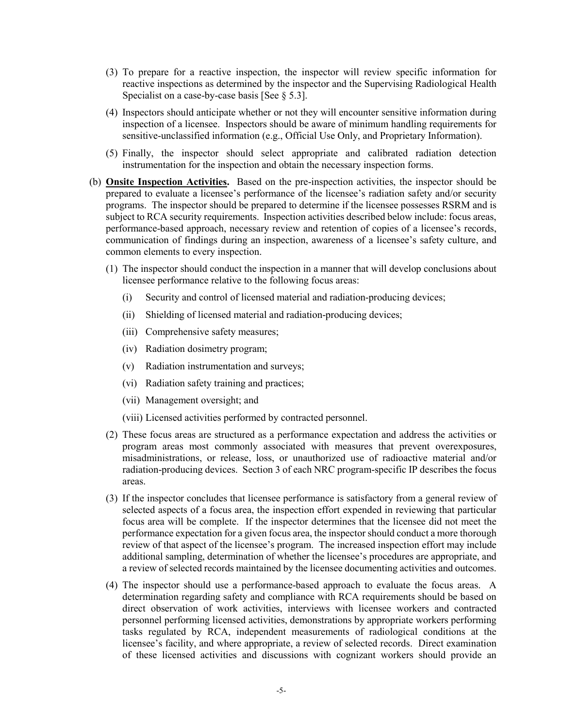(3) To prepare for a reactive inspection, the inspector will review specific information for reactive inspections as determined by the inspector and the Supervising Radiological Health Specialist on a case-by-case basis [See § 5.3].

(4) Inspectors should anticipate whether or not they will encounter sensitive information during inspection of a licensee. Inspectors should be aware of minimum handling requirements for sensitive-unclassified information (e.g., Official Use Only, and Proprietary Information).

(5) Finally, the inspector should select appropriate and calibrated radiation detection instrumentation for the inspection and obtain the necessary inspection forms.

(b) **Onsite Inspection Activities.** Based on the pre-inspection activities, the inspector should be prepared to evaluate a licensee's performance of the licensee's radiation safety and/or security programs. The inspector should be prepared to determine if the licensee possesses RSRM and is subject to RCA security requirements. Inspection activities described below include: focus areas, performance-based approach, necessary review and retention of copies of a licensee's records, communication of findings during an inspection, awareness of a licensee's safety culture, and common elements to every inspection.

(1) The inspector should conduct the inspection in a manner that will develop conclusions about licensee performance relative to the following focus areas:

(i) Security and control of licensed material and radiation-producing devices;

(ii) Shielding of licensed material and radiation-producing devices;

(iii) Comprehensive safety measures;

(iv) Radiation dosimetry program;

(v) Radiation instrumentation and surveys;

(vi) Radiation safety training and practices;

(vii) Management oversight; and

(viii) Licensed activities performed by contracted personnel.

(2) These focus areas are structured as a performance expectation and address the activities or program areas most commonly associated with measures that prevent overexposures, misadministrations, or release, loss, or unauthorized use of radioactive material and/or radiation-producing devices. Section 3 of each NRC program-specific IP describes the focus areas.

(3) If the inspector concludes that licensee performance is satisfactory from a general review of selected aspects of a focus area, the inspection effort expended in reviewing that particular focus area will be complete. If the inspector determines that the licensee did not meet the performance expectation for a given focus area, the inspector should conduct a more thorough review of that aspect of the licensee's program. The increased inspection effort may include additional sampling, determination of whether the licensee's procedures are appropriate, and a review of selected records maintained by the licensee documenting activities and outcomes.

(4) The inspector should use a performance-based approach to evaluate the focus areas. A determination regarding safety and compliance with RCA requirements should be based on direct observation of work activities, interviews with licensee workers and contracted personnel performing licensed activities, demonstrations by appropriate workers performing tasks regulated by RCA, independent measurements of radiological conditions at the licensee's facility, and where appropriate, a review of selected records. Direct examination of these licensed activities and discussions with cognizant workers should provide an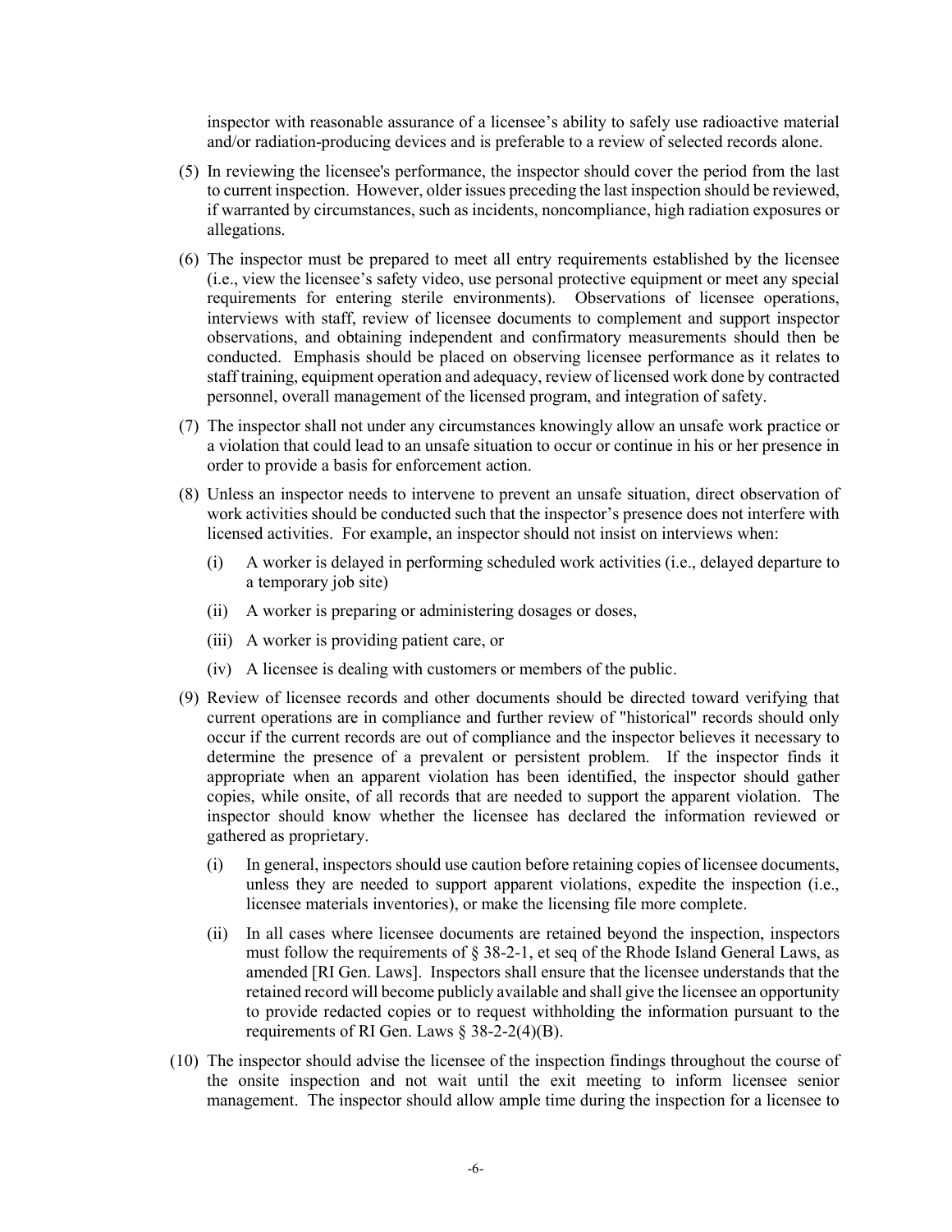inspector with reasonable assurance of a licensee's ability to safely use radioactive material and/or radiation-producing devices and is preferable to a review of selected records alone.

(5) In reviewing the licensee's performance, the inspector should cover the period from the last to current inspection. However, older issues preceding the last inspection should be reviewed, if warranted by circumstances, such as incidents, noncompliance, high radiation exposures or allegations.

(6) The inspector must be prepared to meet all entry requirements established by the licensee (i.e., view the licensee's safety video, use personal protective equipment or meet any special requirements for entering sterile environments). Observations of licensee operations, interviews with staff, review of licensee documents to complement and support inspector observations, and obtaining independent and confirmatory measurements should then be conducted. Emphasis should be placed on observing licensee performance as it relates to staff training, equipment operation and adequacy, review of licensed work done by contracted personnel, overall management of the licensed program, and integration of safety.

(7) The inspector shall not under any circumstances knowingly allow an unsafe work practice or a violation that could lead to an unsafe situation to occur or continue in his or her presence in order to provide a basis for enforcement action.

(8) Unless an inspector needs to intervene to prevent an unsafe situation, direct observation of work activities should be conducted such that the inspector's presence does not interfere with licensed activities. For example, an inspector should not insist on interviews when:

   (i) A worker is delayed in performing scheduled work activities (i.e., delayed departure to a temporary job site)

   (ii) A worker is preparing or administering dosages or doses,

   (iii) A worker is providing patient care, or

   (iv) A licensee is dealing with customers or members of the public.

(9) Review of licensee records and other documents should be directed toward verifying that current operations are in compliance and further review of "historical" records should only occur if the current records are out of compliance and the inspector believes it necessary to determine the presence of a prevalent or persistent problem. If the inspector finds it appropriate when an apparent violation has been identified, the inspector should gather copies, while onsite, of all records that are needed to support the apparent violation. The inspector should know whether the licensee has declared the information reviewed or gathered as proprietary.

   (i) In general, inspectors should use caution before retaining copies of licensee documents, unless they are needed to support apparent violations, expedite the inspection (i.e., licensee materials inventories), or make the licensing file more complete.

   (ii) In all cases where licensee documents are retained beyond the inspection, inspectors must follow the requirements of § 38-2-1, et seq of the Rhode Island General Laws, as amended [RI Gen. Laws]. Inspectors shall ensure that the licensee understands that the retained record will become publicly available and shall give the licensee an opportunity to provide redacted copies or to request withholding the information pursuant to the requirements of RI Gen. Laws § 38-2-2(4)(B).

(10) The inspector should advise the licensee of the inspection findings throughout the course of the onsite inspection and not wait until the exit meeting to inform licensee senior management. The inspector should allow ample time during the inspection for a licensee to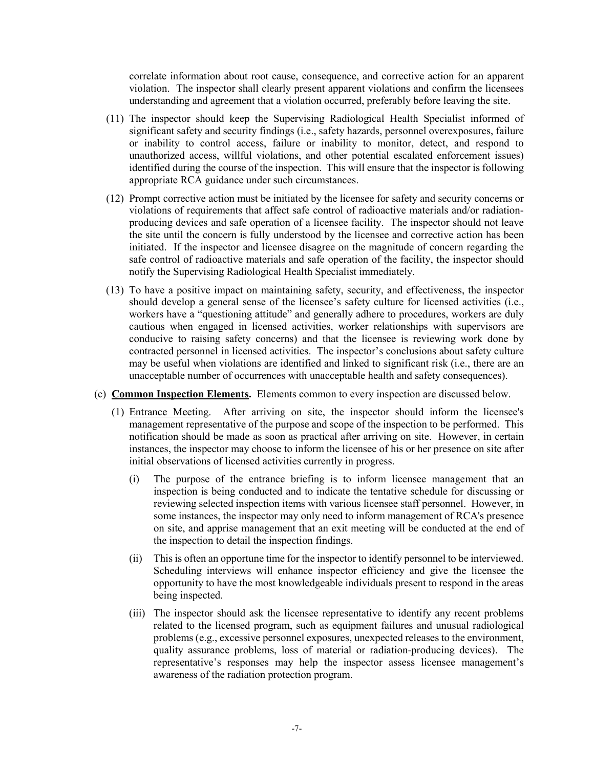correlate information about root cause, consequence, and corrective action for an apparent violation. The inspector shall clearly present apparent violations and confirm the licensees understanding and agreement that a violation occurred, preferably before leaving the site.

(11) The inspector should keep the Supervising Radiological Health Specialist informed of significant safety and security findings (i.e., safety hazards, personnel overexposures, failure or inability to control access, failure or inability to monitor, detect, and respond to unauthorized access, willful violations, and other potential escalated enforcement issues) identified during the course of the inspection. This will ensure that the inspector is following appropriate RCA guidance under such circumstances.

(12) Prompt corrective action must be initiated by the licensee for safety and security concerns or violations of requirements that affect safe control of radioactive materials and/or radiation-producing devices and safe operation of a licensee facility. The inspector should not leave the site until the concern is fully understood by the licensee and corrective action has been initiated. If the inspector and licensee disagree on the magnitude of concern regarding the safe control of radioactive materials and safe operation of the facility, the inspector should notify the Supervising Radiological Health Specialist immediately.

(13) To have a positive impact on maintaining safety, security, and effectiveness, the inspector should develop a general sense of the licensee's safety culture for licensed activities (i.e., workers have a "questioning attitude" and generally adhere to procedures, workers are duly cautious when engaged in licensed activities, worker relationships with supervisors are conducive to raising safety concerns) and that the licensee is reviewing work done by contracted personnel in licensed activities. The inspector's conclusions about safety culture may be useful when violations are identified and linked to significant risk (i.e., there are an unacceptable number of occurrences with unacceptable health and safety consequences).

(c) **Common Inspection Elements.** Elements common to every inspection are discussed below.

(1) Entrance Meeting. After arriving on site, the inspector should inform the licensee's management representative of the purpose and scope of the inspection to be performed. This notification should be made as soon as practical after arriving on site. However, in certain instances, the inspector may choose to inform the licensee of his or her presence on site after initial observations of licensed activities currently in progress.

(i) The purpose of the entrance briefing is to inform licensee management that an inspection is being conducted and to indicate the tentative schedule for discussing or reviewing selected inspection items with various licensee staff personnel. However, in some instances, the inspector may only need to inform management of RCA's presence on site, and apprise management that an exit meeting will be conducted at the end of the inspection to detail the inspection findings.

(ii) This is often an opportune time for the inspector to identify personnel to be interviewed. Scheduling interviews will enhance inspector efficiency and give the licensee the opportunity to have the most knowledgeable individuals present to respond in the areas being inspected.

(iii) The inspector should ask the licensee representative to identify any recent problems related to the licensed program, such as equipment failures and unusual radiological problems (e.g., excessive personnel exposures, unexpected releases to the environment, quality assurance problems, loss of material or radiation-producing devices). The representative's responses may help the inspector assess licensee management's awareness of the radiation protection program.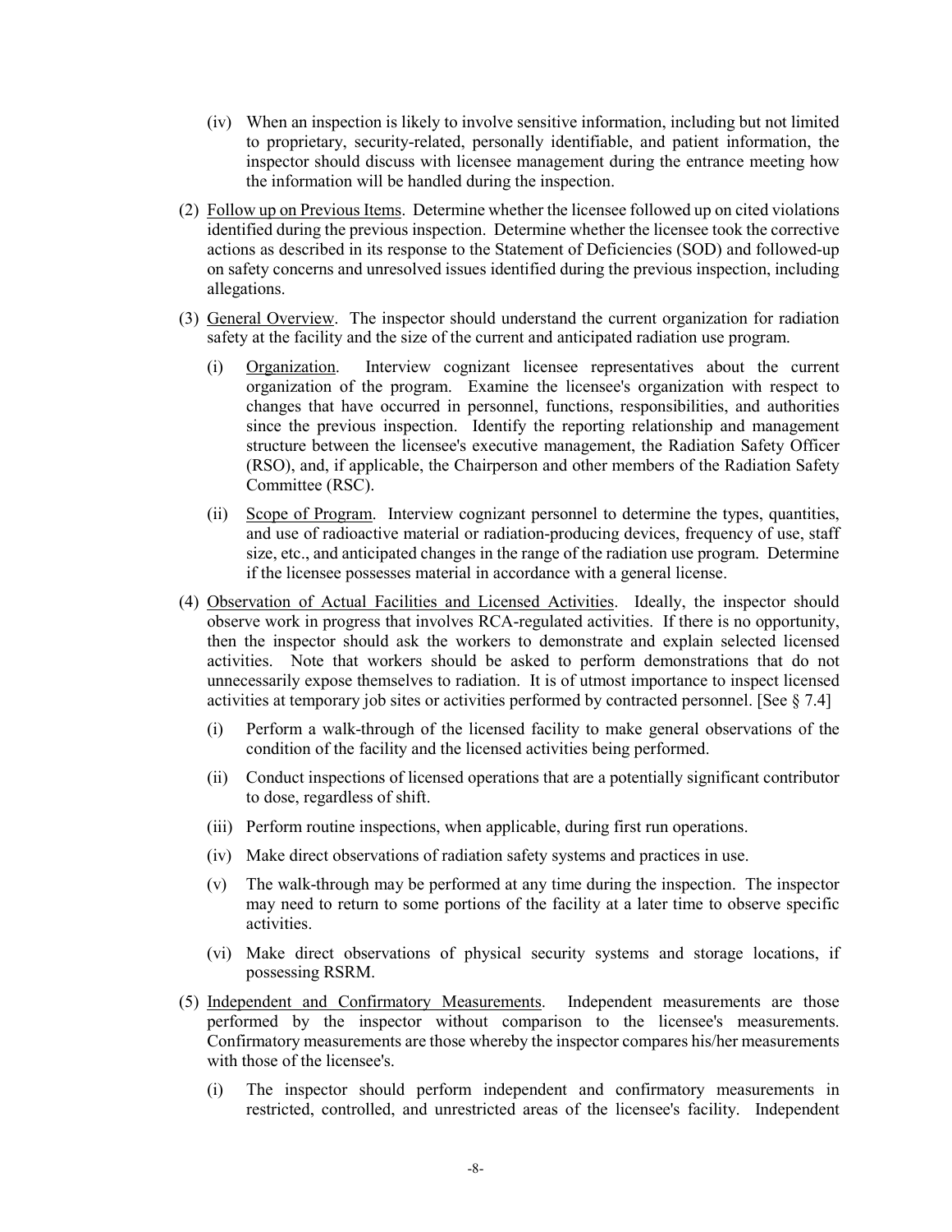(iv) When an inspection is likely to involve sensitive information, including but not limited to proprietary, security-related, personally identifiable, and patient information, the inspector should discuss with licensee management during the entrance meeting how the information will be handled during the inspection.

(2) Follow up on Previous Items. Determine whether the licensee followed up on cited violations identified during the previous inspection. Determine whether the licensee took the corrective actions as described in its response to the Statement of Deficiencies (SOD) and followed-up on safety concerns and unresolved issues identified during the previous inspection, including allegations.

(3) General Overview. The inspector should understand the current organization for radiation safety at the facility and the size of the current and anticipated radiation use program.

(i) Organization. Interview cognizant licensee representatives about the current organization of the program. Examine the licensee's organization with respect to changes that have occurred in personnel, functions, responsibilities, and authorities since the previous inspection. Identify the reporting relationship and management structure between the licensee's executive management, the Radiation Safety Officer (RSO), and, if applicable, the Chairperson and other members of the Radiation Safety Committee (RSC).

(ii) Scope of Program. Interview cognizant personnel to determine the types, quantities, and use of radioactive material or radiation-producing devices, frequency of use, staff size, etc., and anticipated changes in the range of the radiation use program. Determine if the licensee possesses material in accordance with a general license.

(4) Observation of Actual Facilities and Licensed Activities. Ideally, the inspector should observe work in progress that involves RCA-regulated activities. If there is no opportunity, then the inspector should ask the workers to demonstrate and explain selected licensed activities. Note that workers should be asked to perform demonstrations that do not unnecessarily expose themselves to radiation. It is of utmost importance to inspect licensed activities at temporary job sites or activities performed by contracted personnel. [See § 7.4]

(i) Perform a walk-through of the licensed facility to make general observations of the condition of the facility and the licensed activities being performed.

(ii) Conduct inspections of licensed operations that are a potentially significant contributor to dose, regardless of shift.

(iii) Perform routine inspections, when applicable, during first run operations.

(iv) Make direct observations of radiation safety systems and practices in use.

(v) The walk-through may be performed at any time during the inspection. The inspector may need to return to some portions of the facility at a later time to observe specific activities.

(vi) Make direct observations of physical security systems and storage locations, if possessing RSRM.

(5) Independent and Confirmatory Measurements. Independent measurements are those performed by the inspector without comparison to the licensee's measurements. Confirmatory measurements are those whereby the inspector compares his/her measurements with those of the licensee's.

(i) The inspector should perform independent and confirmatory measurements in restricted, controlled, and unrestricted areas of the licensee's facility. Independent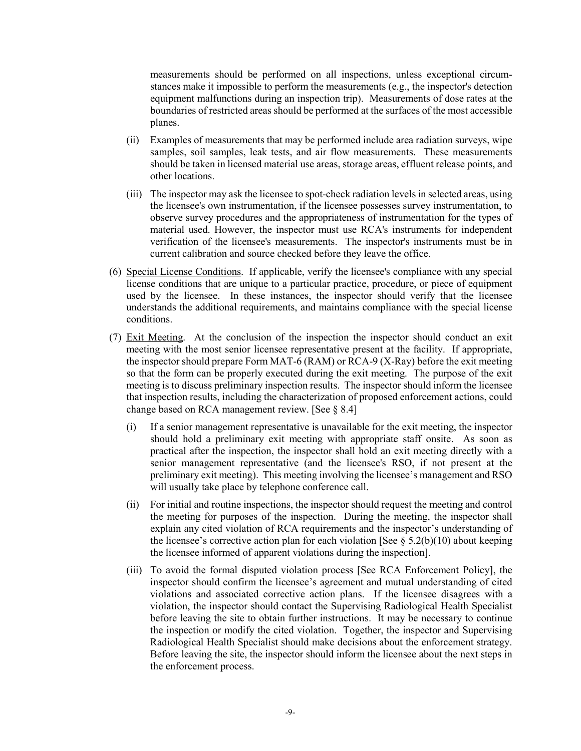measurements should be performed on all inspections, unless exceptional circumstances make it impossible to perform the measurements (e.g., the inspector's detection equipment malfunctions during an inspection trip). Measurements of dose rates at the boundaries of restricted areas should be performed at the surfaces of the most accessible planes.

(ii) Examples of measurements that may be performed include area radiation surveys, wipe samples, soil samples, leak tests, and air flow measurements. These measurements should be taken in licensed material use areas, storage areas, effluent release points, and other locations.

(iii) The inspector may ask the licensee to spot-check radiation levels in selected areas, using the licensee's own instrumentation, if the licensee possesses survey instrumentation, to observe survey procedures and the appropriateness of instrumentation for the types of material used. However, the inspector must use RCA's instruments for independent verification of the licensee's measurements. The inspector's instruments must be in current calibration and source checked before they leave the office.

(6) Special License Conditions. If applicable, verify the licensee's compliance with any special license conditions that are unique to a particular practice, procedure, or piece of equipment used by the licensee. In these instances, the inspector should verify that the licensee understands the additional requirements, and maintains compliance with the special license conditions.

(7) Exit Meeting. At the conclusion of the inspection the inspector should conduct an exit meeting with the most senior licensee representative present at the facility. If appropriate, the inspector should prepare Form MAT-6 (RAM) or RCA-9 (X-Ray) before the exit meeting so that the form can be properly executed during the exit meeting. The purpose of the exit meeting is to discuss preliminary inspection results. The inspector should inform the licensee that inspection results, including the characterization of proposed enforcement actions, could change based on RCA management review. [See § 8.4]

(i) If a senior management representative is unavailable for the exit meeting, the inspector should hold a preliminary exit meeting with appropriate staff onsite. As soon as practical after the inspection, the inspector shall hold an exit meeting directly with a senior management representative (and the licensee's RSO, if not present at the preliminary exit meeting). This meeting involving the licensee's management and RSO will usually take place by telephone conference call.

(ii) For initial and routine inspections, the inspector should request the meeting and control the meeting for purposes of the inspection. During the meeting, the inspector shall explain any cited violation of RCA requirements and the inspector's understanding of the licensee's corrective action plan for each violation [See § 5.2(b)(10) about keeping the licensee informed of apparent violations during the inspection].

(iii) To avoid the formal disputed violation process [See RCA Enforcement Policy], the inspector should confirm the licensee's agreement and mutual understanding of cited violations and associated corrective action plans. If the licensee disagrees with a violation, the inspector should contact the Supervising Radiological Health Specialist before leaving the site to obtain further instructions. It may be necessary to continue the inspection or modify the cited violation. Together, the inspector and Supervising Radiological Health Specialist should make decisions about the enforcement strategy. Before leaving the site, the inspector should inform the licensee about the next steps in the enforcement process.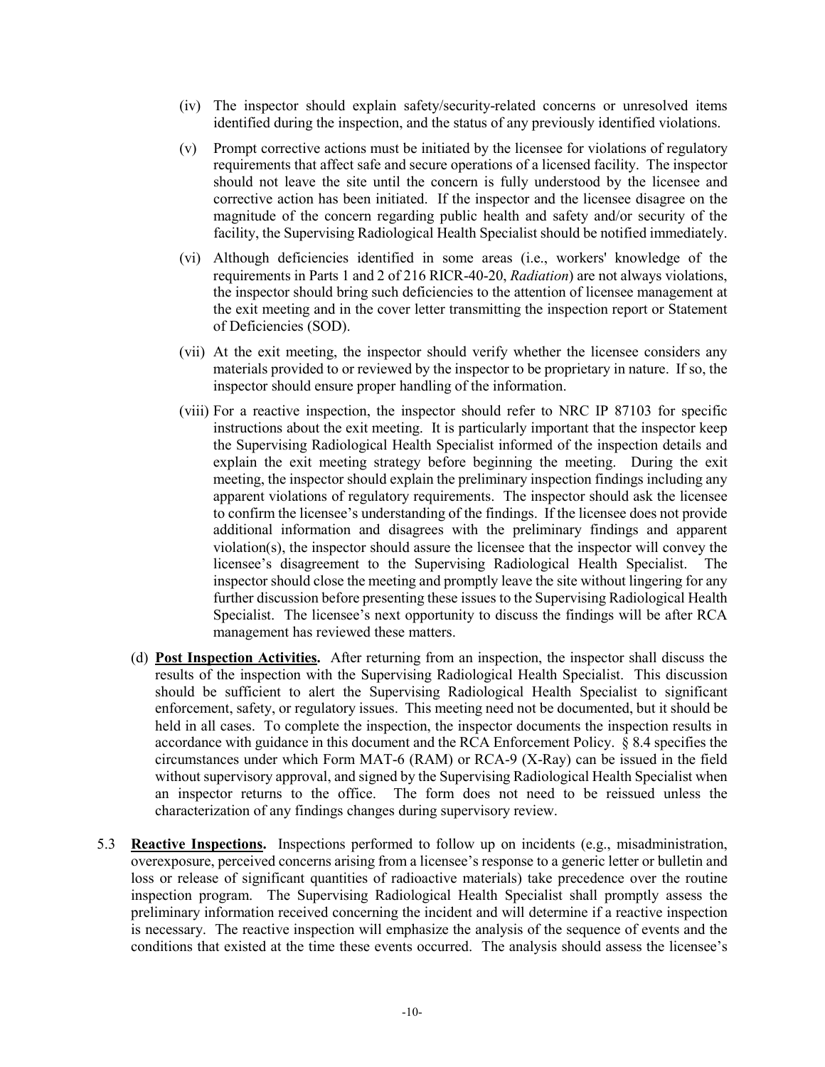(iv) The inspector should explain safety/security-related concerns or unresolved items identified during the inspection, and the status of any previously identified violations.

(v) Prompt corrective actions must be initiated by the licensee for violations of regulatory requirements that affect safe and secure operations of a licensed facility. The inspector should not leave the site until the concern is fully understood by the licensee and corrective action has been initiated. If the inspector and the licensee disagree on the magnitude of the concern regarding public health and safety and/or security of the facility, the Supervising Radiological Health Specialist should be notified immediately.

(vi) Although deficiencies identified in some areas (i.e., workers' knowledge of the requirements in Parts 1 and 2 of 216 RICR-40-20, *Radiation*) are not always violations, the inspector should bring such deficiencies to the attention of licensee management at the exit meeting and in the cover letter transmitting the inspection report or Statement of Deficiencies (SOD).

(vii) At the exit meeting, the inspector should verify whether the licensee considers any materials provided to or reviewed by the inspector to be proprietary in nature. If so, the inspector should ensure proper handling of the information.

(viii) For a reactive inspection, the inspector should refer to NRC IP 87103 for specific instructions about the exit meeting. It is particularly important that the inspector keep the Supervising Radiological Health Specialist informed of the inspection details and explain the exit meeting strategy before beginning the meeting. During the exit meeting, the inspector should explain the preliminary inspection findings including any apparent violations of regulatory requirements. The inspector should ask the licensee to confirm the licensee's understanding of the findings. If the licensee does not provide additional information and disagrees with the preliminary findings and apparent violation(s), the inspector should assure the licensee that the inspector will convey the licensee's disagreement to the Supervising Radiological Health Specialist. The inspector should close the meeting and promptly leave the site without lingering for any further discussion before presenting these issues to the Supervising Radiological Health Specialist. The licensee's next opportunity to discuss the findings will be after RCA management has reviewed these matters.

(d) **Post Inspection Activities.** After returning from an inspection, the inspector shall discuss the results of the inspection with the Supervising Radiological Health Specialist. This discussion should be sufficient to alert the Supervising Radiological Health Specialist to significant enforcement, safety, or regulatory issues. This meeting need not be documented, but it should be held in all cases. To complete the inspection, the inspector documents the inspection results in accordance with guidance in this document and the RCA Enforcement Policy. § 8.4 specifies the circumstances under which Form MAT-6 (RAM) or RCA-9 (X-Ray) can be issued in the field without supervisory approval, and signed by the Supervising Radiological Health Specialist when an inspector returns to the office. The form does not need to be reissued unless the characterization of any findings changes during supervisory review.

5.3 **Reactive Inspections.** Inspections performed to follow up on incidents (e.g., misadministration, overexposure, perceived concerns arising from a licensee's response to a generic letter or bulletin and loss or release of significant quantities of radioactive materials) take precedence over the routine inspection program. The Supervising Radiological Health Specialist shall promptly assess the preliminary information received concerning the incident and will determine if a reactive inspection is necessary. The reactive inspection will emphasize the analysis of the sequence of events and the conditions that existed at the time these events occurred. The analysis should assess the licensee's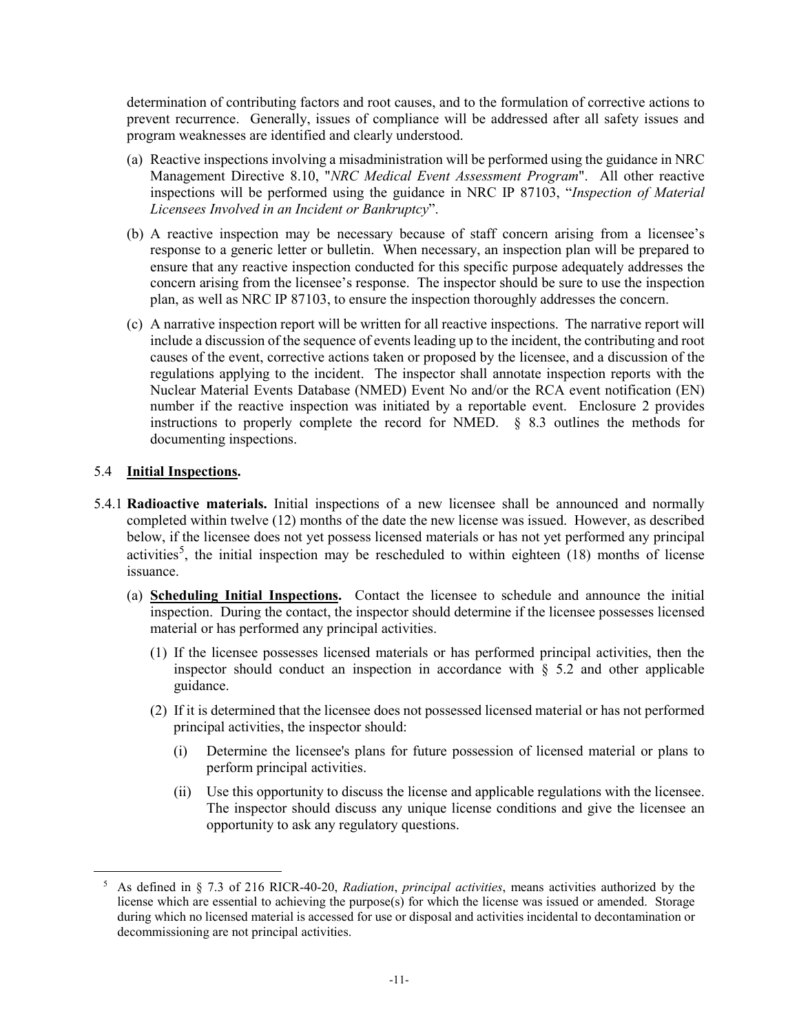determination of contributing factors and root causes, and to the formulation of corrective actions to prevent recurrence. Generally, issues of compliance will be addressed after all safety issues and program weaknesses are identified and clearly understood.

(a) Reactive inspections involving a misadministration will be performed using the guidance in NRC Management Directive 8.10, "*NRC Medical Event Assessment Program*". All other reactive inspections will be performed using the guidance in NRC IP 87103, "*Inspection of Material Licensees Involved in an Incident or Bankruptcy*".

(b) A reactive inspection may be necessary because of staff concern arising from a licensee's response to a generic letter or bulletin. When necessary, an inspection plan will be prepared to ensure that any reactive inspection conducted for this specific purpose adequately addresses the concern arising from the licensee's response. The inspector should be sure to use the inspection plan, as well as NRC IP 87103, to ensure the inspection thoroughly addresses the concern.

(c) A narrative inspection report will be written for all reactive inspections. The narrative report will include a discussion of the sequence of events leading up to the incident, the contributing and root causes of the event, corrective actions taken or proposed by the licensee, and a discussion of the regulations applying to the incident. The inspector shall annotate inspection reports with the Nuclear Material Events Database (NMED) Event No and/or the RCA event notification (EN) number if the reactive inspection was initiated by a reportable event. Enclosure 2 provides instructions to properly complete the record for NMED. § 8.3 outlines the methods for documenting inspections.

### 5.4 **Initial Inspections.**

5.4.1 **Radioactive materials.** Initial inspections of a new licensee shall be announced and normally completed within twelve (12) months of the date the new license was issued. However, as described below, if the licensee does not yet possess licensed materials or has not yet performed any principal activities[5], the initial inspection may be rescheduled to within eighteen (18) months of license issuance.

(a) **Scheduling Initial Inspections.** Contact the licensee to schedule and announce the initial inspection. During the contact, the inspector should determine if the licensee possesses licensed material or has performed any principal activities.

(1) If the licensee possesses licensed materials or has performed principal activities, then the inspector should conduct an inspection in accordance with § 5.2 and other applicable guidance.

(2) If it is determined that the licensee does not possessed licensed material or has not performed principal activities, the inspector should:

(i) Determine the licensee's plans for future possession of licensed material or plans to perform principal activities.

(ii) Use this opportunity to discuss the license and applicable regulations with the licensee. The inspector should discuss any unique license conditions and give the licensee an opportunity to ask any regulatory questions.

[5] As defined in § 7.3 of 216 RICR-40-20, *Radiation*, *principal activities*, means activities authorized by the license which are essential to achieving the purpose(s) for which the license was issued or amended. Storage during which no licensed material is accessed for use or disposal and activities incidental to decontamination or decommissioning are not principal activities.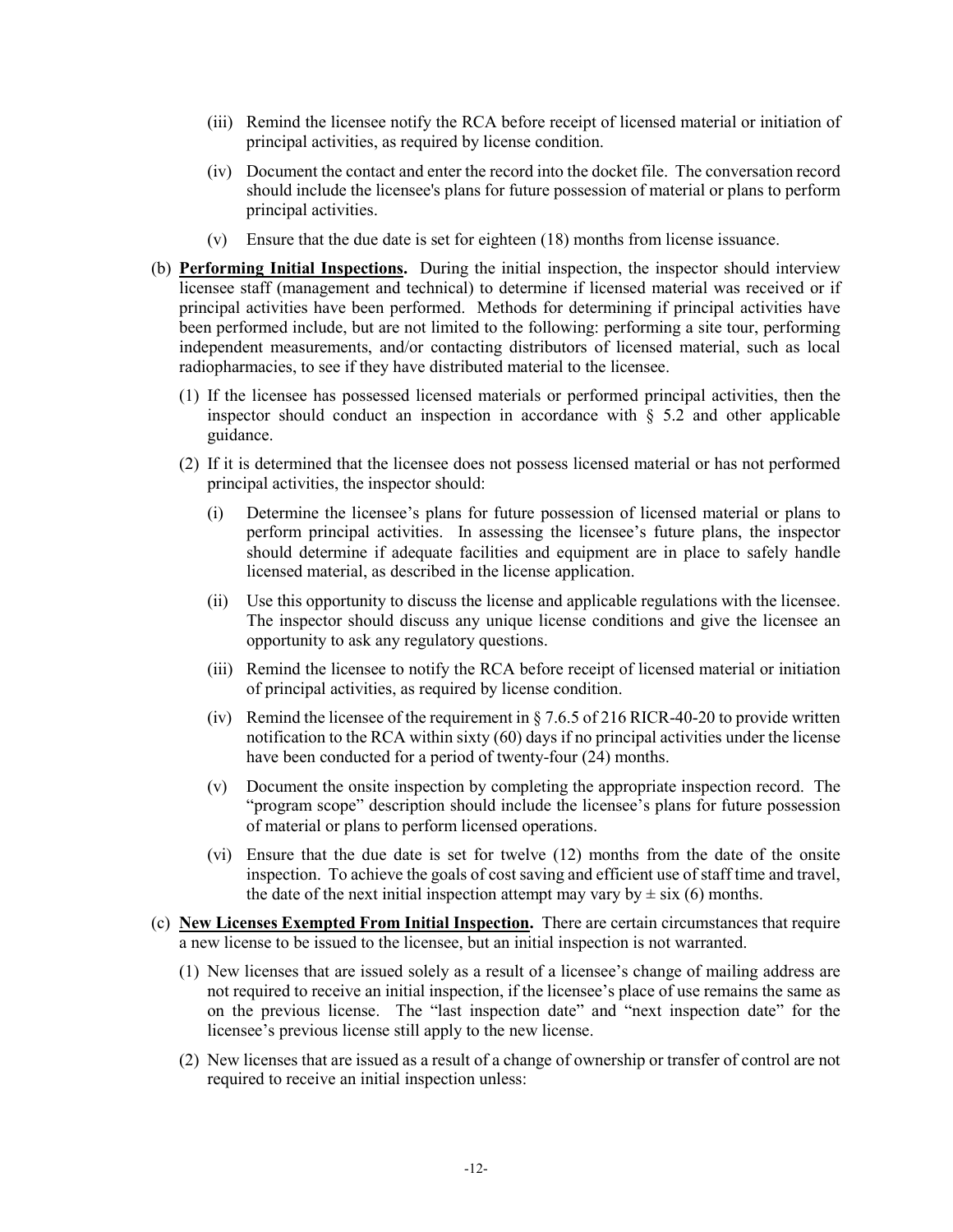(iii) Remind the licensee notify the RCA before receipt of licensed material or initiation of principal activities, as required by license condition.

(iv) Document the contact and enter the record into the docket file. The conversation record should include the licensee's plans for future possession of material or plans to perform principal activities.

(v) Ensure that the due date is set for eighteen (18) months from license issuance.

(b) **<u>Performing Initial Inspections</u>.** During the initial inspection, the inspector should interview licensee staff (management and technical) to determine if licensed material was received or if principal activities have been performed. Methods for determining if principal activities have been performed include, but are not limited to the following: performing a site tour, performing independent measurements, and/or contacting distributors of licensed material, such as local radiopharmacies, to see if they have distributed material to the licensee.

(1) If the licensee has possessed licensed materials or performed principal activities, then the inspector should conduct an inspection in accordance with § 5.2 and other applicable guidance.

(2) If it is determined that the licensee does not possess licensed material or has not performed principal activities, the inspector should:

(i) Determine the licensee's plans for future possession of licensed material or plans to perform principal activities. In assessing the licensee's future plans, the inspector should determine if adequate facilities and equipment are in place to safely handle licensed material, as described in the license application.

(ii) Use this opportunity to discuss the license and applicable regulations with the licensee. The inspector should discuss any unique license conditions and give the licensee an opportunity to ask any regulatory questions.

(iii) Remind the licensee to notify the RCA before receipt of licensed material or initiation of principal activities, as required by license condition.

(iv) Remind the licensee of the requirement in § 7.6.5 of 216 RICR-40-20 to provide written notification to the RCA within sixty (60) days if no principal activities under the license have been conducted for a period of twenty-four (24) months.

(v) Document the onsite inspection by completing the appropriate inspection record. The "program scope" description should include the licensee's plans for future possession of material or plans to perform licensed operations.

(vi) Ensure that the due date is set for twelve (12) months from the date of the onsite inspection. To achieve the goals of cost saving and efficient use of staff time and travel, the date of the next initial inspection attempt may vary by ± six (6) months.

(c) **<u>New Licenses Exempted From Initial Inspection</u>.** There are certain circumstances that require a new license to be issued to the licensee, but an initial inspection is not warranted.

(1) New licenses that are issued solely as a result of a licensee's change of mailing address are not required to receive an initial inspection, if the licensee's place of use remains the same as on the previous license. The "last inspection date" and "next inspection date" for the licensee's previous license still apply to the new license.

(2) New licenses that are issued as a result of a change of ownership or transfer of control are not required to receive an initial inspection unless: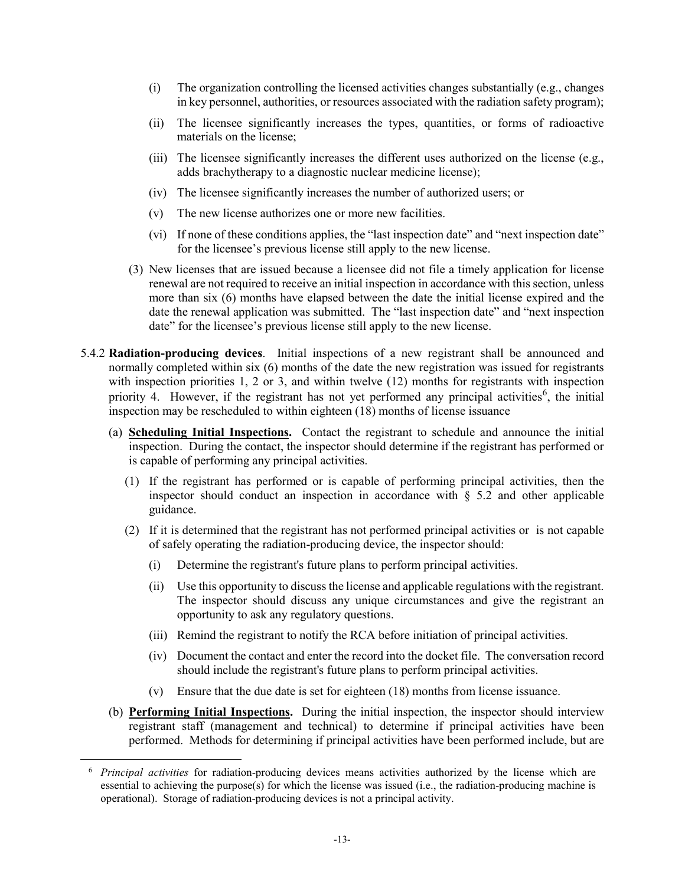- (i) The organization controlling the licensed activities changes substantially (e.g., changes in key personnel, authorities, or resources associated with the radiation safety program);
- (ii) The licensee significantly increases the types, quantities, or forms of radioactive materials on the license;
- (iii) The licensee significantly increases the different uses authorized on the license (e.g., adds brachytherapy to a diagnostic nuclear medicine license);
- (iv) The licensee significantly increases the number of authorized users; or
- (v) The new license authorizes one or more new facilities.
- (vi) If none of these conditions applies, the "last inspection date" and "next inspection date" for the licensee's previous license still apply to the new license.

(3) New licenses that are issued because a licensee did not file a timely application for license renewal are not required to receive an initial inspection in accordance with this section, unless more than six (6) months have elapsed between the date the initial license expired and the date the renewal application was submitted. The "last inspection date" and "next inspection date" for the licensee's previous license still apply to the new license.

5.4.2 **Radiation-producing devices**. Initial inspections of a new registrant shall be announced and normally completed within six (6) months of the date the new registration was issued for registrants with inspection priorities 1, 2 or 3, and within twelve (12) months for registrants with inspection priority 4. However, if the registrant has not yet performed any principal activities[6], the initial inspection may be rescheduled to within eighteen (18) months of license issuance

(a) **<u>Scheduling Initial Inspections</u>.** Contact the registrant to schedule and announce the initial inspection. During the contact, the inspector should determine if the registrant has performed or is capable of performing any principal activities.

(1) If the registrant has performed or is capable of performing principal activities, then the inspector should conduct an inspection in accordance with § 5.2 and other applicable guidance.

(2) If it is determined that the registrant has not performed principal activities or is not capable of safely operating the radiation-producing device, the inspector should:

- (i) Determine the registrant's future plans to perform principal activities.
- (ii) Use this opportunity to discuss the license and applicable regulations with the registrant. The inspector should discuss any unique circumstances and give the registrant an opportunity to ask any regulatory questions.
- (iii) Remind the registrant to notify the RCA before initiation of principal activities.
- (iv) Document the contact and enter the record into the docket file. The conversation record should include the registrant's future plans to perform principal activities.
- (v) Ensure that the due date is set for eighteen (18) months from license issuance.

(b) **<u>Performing Initial Inspections</u>.** During the initial inspection, the inspector should interview registrant staff (management and technical) to determine if principal activities have been performed. Methods for determining if principal activities have been performed include, but are

[6] *Principal activities* for radiation-producing devices means activities authorized by the license which are essential to achieving the purpose(s) for which the license was issued (i.e., the radiation-producing machine is operational). Storage of radiation-producing devices is not a principal activity.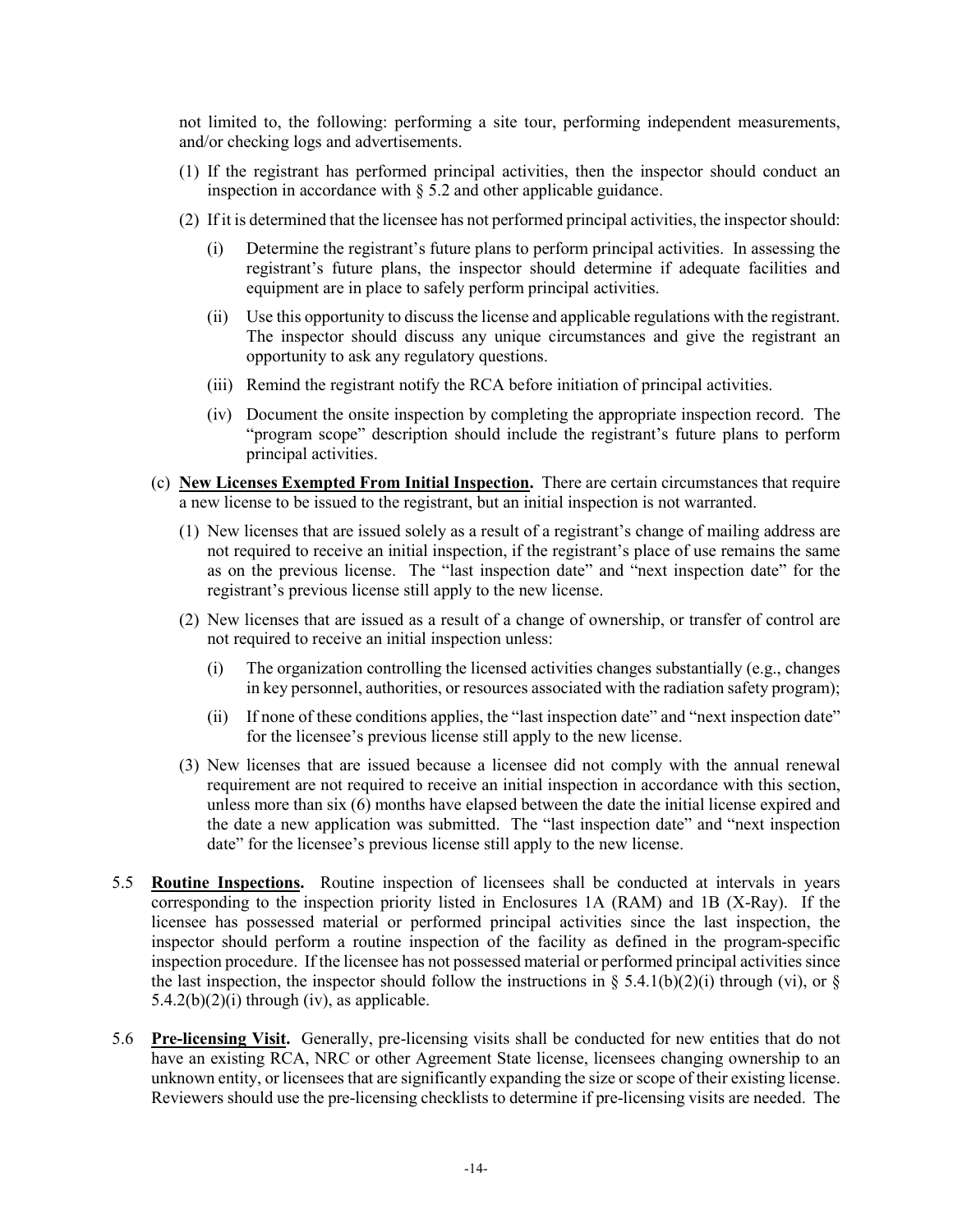not limited to, the following: performing a site tour, performing independent measurements, and/or checking logs and advertisements.

(1) If the registrant has performed principal activities, then the inspector should conduct an inspection in accordance with § 5.2 and other applicable guidance.

(2) If it is determined that the licensee has not performed principal activities, the inspector should:

  (i) Determine the registrant's future plans to perform principal activities. In assessing the registrant's future plans, the inspector should determine if adequate facilities and equipment are in place to safely perform principal activities.

  (ii) Use this opportunity to discuss the license and applicable regulations with the registrant. The inspector should discuss any unique circumstances and give the registrant an opportunity to ask any regulatory questions.

  (iii) Remind the registrant notify the RCA before initiation of principal activities.

  (iv) Document the onsite inspection by completing the appropriate inspection record. The "program scope" description should include the registrant's future plans to perform principal activities.

(c) **<u>New Licenses Exempted From Initial Inspection</u>.** There are certain circumstances that require a new license to be issued to the registrant, but an initial inspection is not warranted.

(1) New licenses that are issued solely as a result of a registrant's change of mailing address are not required to receive an initial inspection, if the registrant's place of use remains the same as on the previous license. The "last inspection date" and "next inspection date" for the registrant's previous license still apply to the new license.

(2) New licenses that are issued as a result of a change of ownership, or transfer of control are not required to receive an initial inspection unless:

  (i) The organization controlling the licensed activities changes substantially (e.g., changes in key personnel, authorities, or resources associated with the radiation safety program);

  (ii) If none of these conditions applies, the "last inspection date" and "next inspection date" for the licensee's previous license still apply to the new license.

(3) New licenses that are issued because a licensee did not comply with the annual renewal requirement are not required to receive an initial inspection in accordance with this section, unless more than six (6) months have elapsed between the date the initial license expired and the date a new application was submitted. The "last inspection date" and "next inspection date" for the licensee's previous license still apply to the new license.

5.5 **<u>Routine Inspections</u>.** Routine inspection of licensees shall be conducted at intervals in years corresponding to the inspection priority listed in Enclosures 1A (RAM) and 1B (X-Ray). If the licensee has possessed material or performed principal activities since the last inspection, the inspector should perform a routine inspection of the facility as defined in the program-specific inspection procedure. If the licensee has not possessed material or performed principal activities since the last inspection, the inspector should follow the instructions in § 5.4.1(b)(2)(i) through (vi), or § 5.4.2(b)(2)(i) through (iv), as applicable.

5.6 **<u>Pre-licensing Visit</u>.** Generally, pre-licensing visits shall be conducted for new entities that do not have an existing RCA, NRC or other Agreement State license, licensees changing ownership to an unknown entity, or licensees that are significantly expanding the size or scope of their existing license. Reviewers should use the pre-licensing checklists to determine if pre-licensing visits are needed. The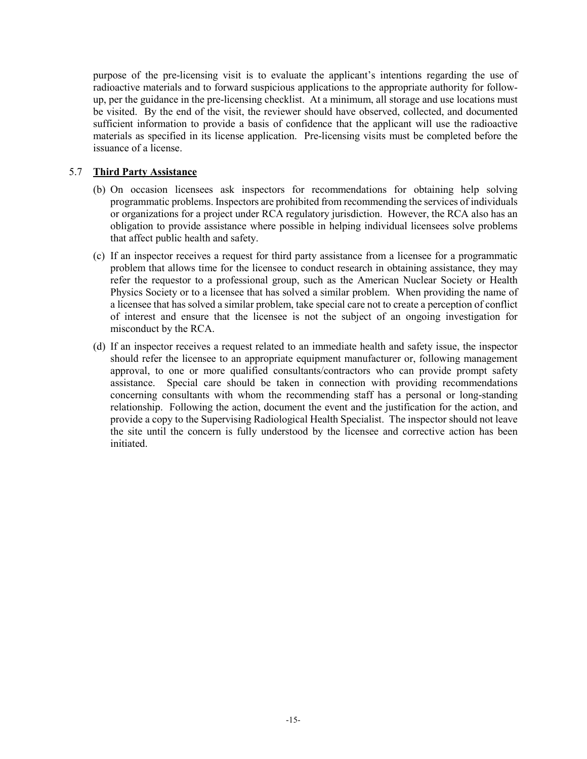purpose of the pre-licensing visit is to evaluate the applicant's intentions regarding the use of radioactive materials and to forward suspicious applications to the appropriate authority for follow-up, per the guidance in the pre-licensing checklist. At a minimum, all storage and use locations must be visited. By the end of the visit, the reviewer should have observed, collected, and documented sufficient information to provide a basis of confidence that the applicant will use the radioactive materials as specified in its license application. Pre-licensing visits must be completed before the issuance of a license.

## 5.7 **<u>Third Party Assistance</u>**

(b) On occasion licensees ask inspectors for recommendations for obtaining help solving programmatic problems. Inspectors are prohibited from recommending the services of individuals or organizations for a project under RCA regulatory jurisdiction. However, the RCA also has an obligation to provide assistance where possible in helping individual licensees solve problems that affect public health and safety.

(c) If an inspector receives a request for third party assistance from a licensee for a programmatic problem that allows time for the licensee to conduct research in obtaining assistance, they may refer the requestor to a professional group, such as the American Nuclear Society or Health Physics Society or to a licensee that has solved a similar problem. When providing the name of a licensee that has solved a similar problem, take special care not to create a perception of conflict of interest and ensure that the licensee is not the subject of an ongoing investigation for misconduct by the RCA.

(d) If an inspector receives a request related to an immediate health and safety issue, the inspector should refer the licensee to an appropriate equipment manufacturer or, following management approval, to one or more qualified consultants/contractors who can provide prompt safety assistance. Special care should be taken in connection with providing recommendations concerning consultants with whom the recommending staff has a personal or long-standing relationship. Following the action, document the event and the justification for the action, and provide a copy to the Supervising Radiological Health Specialist. The inspector should not leave the site until the concern is fully understood by the licensee and corrective action has been initiated.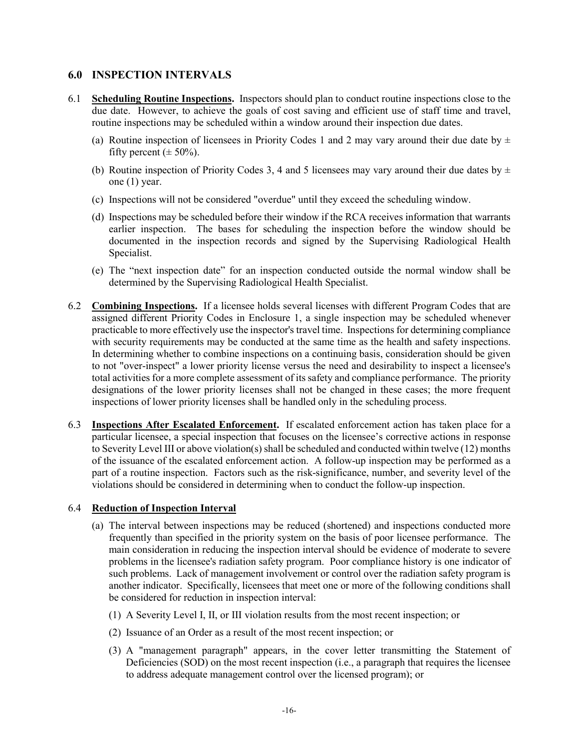## 6.0 INSPECTION INTERVALS

6.1 **Scheduling Routine Inspections.** Inspectors should plan to conduct routine inspections close to the due date. However, to achieve the goals of cost saving and efficient use of staff time and travel, routine inspections may be scheduled within a window around their inspection due dates.

   (a) Routine inspection of licensees in Priority Codes 1 and 2 may vary around their due date by ± fifty percent (± 50%).

   (b) Routine inspection of Priority Codes 3, 4 and 5 licensees may vary around their due dates by ± one (1) year.

   (c) Inspections will not be considered "overdue" until they exceed the scheduling window.

   (d) Inspections may be scheduled before their window if the RCA receives information that warrants earlier inspection. The bases for scheduling the inspection before the window should be documented in the inspection records and signed by the Supervising Radiological Health Specialist.

   (e) The "next inspection date" for an inspection conducted outside the normal window shall be determined by the Supervising Radiological Health Specialist.

6.2 **Combining Inspections.** If a licensee holds several licenses with different Program Codes that are assigned different Priority Codes in Enclosure 1, a single inspection may be scheduled whenever practicable to more effectively use the inspector's travel time. Inspections for determining compliance with security requirements may be conducted at the same time as the health and safety inspections. In determining whether to combine inspections on a continuing basis, consideration should be given to not "over-inspect" a lower priority license versus the need and desirability to inspect a licensee's total activities for a more complete assessment of its safety and compliance performance. The priority designations of the lower priority licenses shall not be changed in these cases; the more frequent inspections of lower priority licenses shall be handled only in the scheduling process.

6.3 **Inspections After Escalated Enforcement.** If escalated enforcement action has taken place for a particular licensee, a special inspection that focuses on the licensee's corrective actions in response to Severity Level III or above violation(s) shall be scheduled and conducted within twelve (12) months of the issuance of the escalated enforcement action. A follow-up inspection may be performed as a part of a routine inspection. Factors such as the risk-significance, number, and severity level of the violations should be considered in determining when to conduct the follow-up inspection.

6.4 **Reduction of Inspection Interval**

   (a) The interval between inspections may be reduced (shortened) and inspections conducted more frequently than specified in the priority system on the basis of poor licensee performance. The main consideration in reducing the inspection interval should be evidence of moderate to severe problems in the licensee's radiation safety program. Poor compliance history is one indicator of such problems. Lack of management involvement or control over the radiation safety program is another indicator. Specifically, licensees that meet one or more of the following conditions shall be considered for reduction in inspection interval:

      (1) A Severity Level I, II, or III violation results from the most recent inspection; or

      (2) Issuance of an Order as a result of the most recent inspection; or

      (3) A "management paragraph" appears, in the cover letter transmitting the Statement of Deficiencies (SOD) on the most recent inspection (i.e., a paragraph that requires the licensee to address adequate management control over the licensed program); or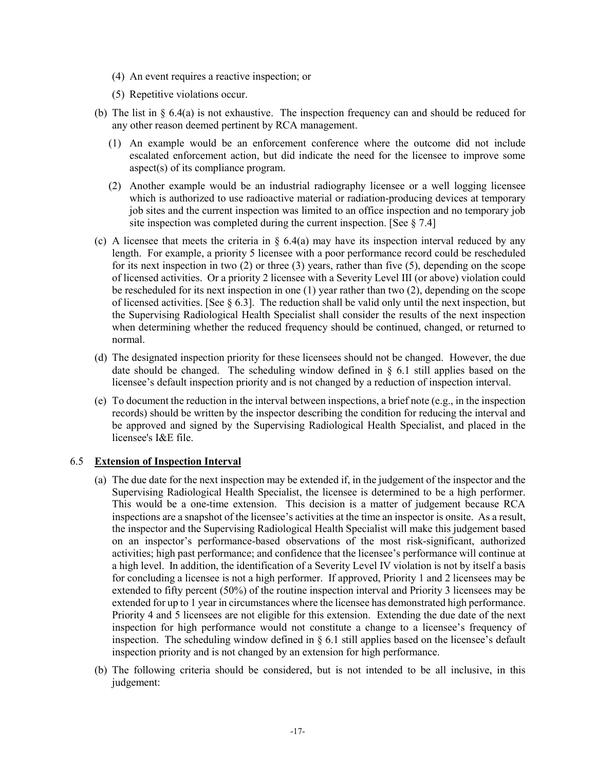(4) An event requires a reactive inspection; or

(5) Repetitive violations occur.

(b) The list in § 6.4(a) is not exhaustive. The inspection frequency can and should be reduced for any other reason deemed pertinent by RCA management.

(1) An example would be an enforcement conference where the outcome did not include escalated enforcement action, but did indicate the need for the licensee to improve some aspect(s) of its compliance program.

(2) Another example would be an industrial radiography licensee or a well logging licensee which is authorized to use radioactive material or radiation-producing devices at temporary job sites and the current inspection was limited to an office inspection and no temporary job site inspection was completed during the current inspection. [See § 7.4]

(c) A licensee that meets the criteria in § 6.4(a) may have its inspection interval reduced by any length. For example, a priority 5 licensee with a poor performance record could be rescheduled for its next inspection in two (2) or three (3) years, rather than five (5), depending on the scope of licensed activities. Or a priority 2 licensee with a Severity Level III (or above) violation could be rescheduled for its next inspection in one (1) year rather than two (2), depending on the scope of licensed activities. [See § 6.3]. The reduction shall be valid only until the next inspection, but the Supervising Radiological Health Specialist shall consider the results of the next inspection when determining whether the reduced frequency should be continued, changed, or returned to normal.

(d) The designated inspection priority for these licensees should not be changed. However, the due date should be changed. The scheduling window defined in § 6.1 still applies based on the licensee's default inspection priority and is not changed by a reduction of inspection interval.

(e) To document the reduction in the interval between inspections, a brief note (e.g., in the inspection records) should be written by the inspector describing the condition for reducing the interval and be approved and signed by the Supervising Radiological Health Specialist, and placed in the licensee's I&E file.

## 6.5 **Extension of Inspection Interval**

(a) The due date for the next inspection may be extended if, in the judgement of the inspector and the Supervising Radiological Health Specialist, the licensee is determined to be a high performer. This would be a one-time extension. This decision is a matter of judgement because RCA inspections are a snapshot of the licensee's activities at the time an inspector is onsite. As a result, the inspector and the Supervising Radiological Health Specialist will make this judgement based on an inspector's performance-based observations of the most risk-significant, authorized activities; high past performance; and confidence that the licensee's performance will continue at a high level. In addition, the identification of a Severity Level IV violation is not by itself a basis for concluding a licensee is not a high performer. If approved, Priority 1 and 2 licensees may be extended to fifty percent (50%) of the routine inspection interval and Priority 3 licensees may be extended for up to 1 year in circumstances where the licensee has demonstrated high performance. Priority 4 and 5 licensees are not eligible for this extension. Extending the due date of the next inspection for high performance would not constitute a change to a licensee's frequency of inspection. The scheduling window defined in § 6.1 still applies based on the licensee's default inspection priority and is not changed by an extension for high performance.

(b) The following criteria should be considered, but is not intended to be all inclusive, in this judgement: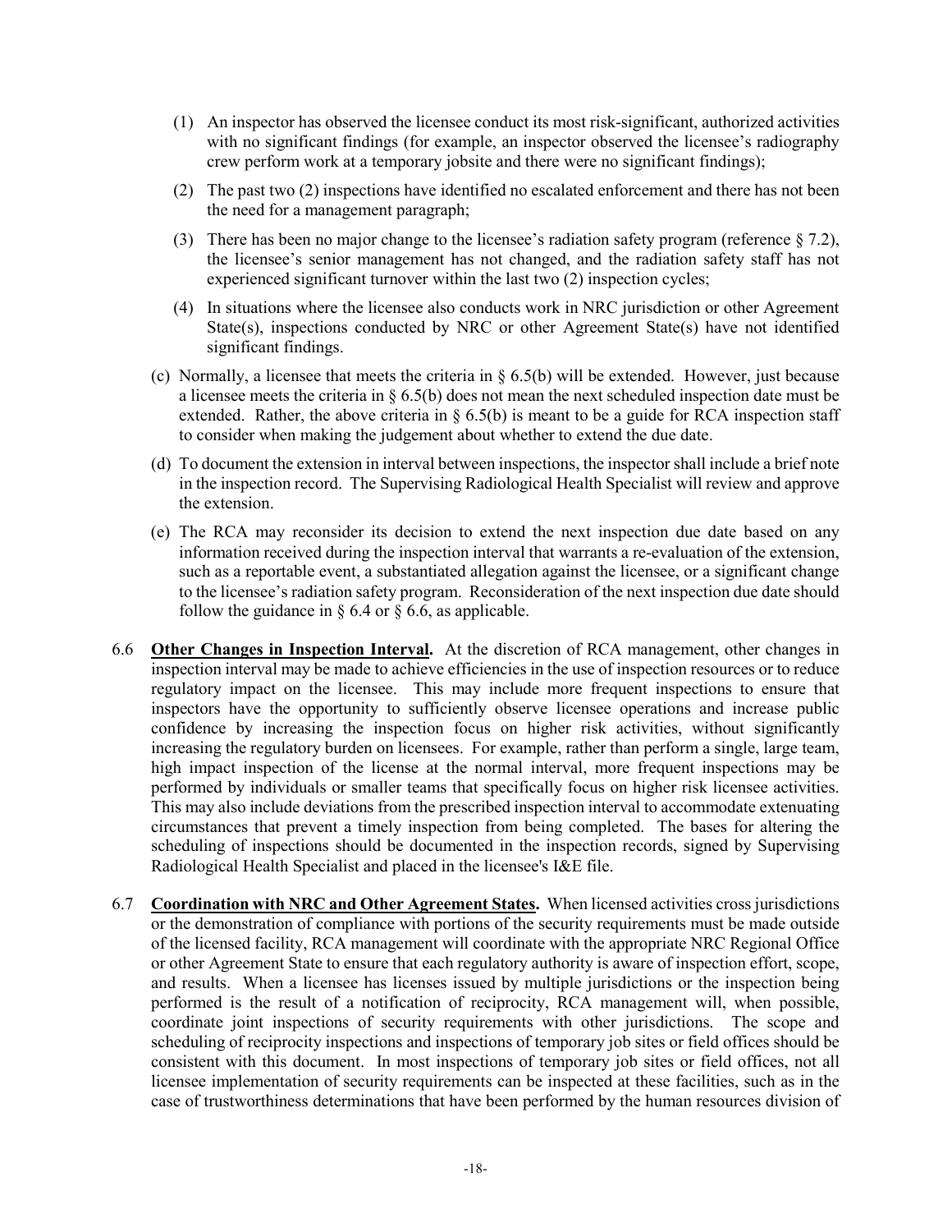(1) An inspector has observed the licensee conduct its most risk-significant, authorized activities with no significant findings (for example, an inspector observed the licensee's radiography crew perform work at a temporary jobsite and there were no significant findings);

(2) The past two (2) inspections have identified no escalated enforcement and there has not been the need for a management paragraph;

(3) There has been no major change to the licensee's radiation safety program (reference § 7.2), the licensee's senior management has not changed, and the radiation safety staff has not experienced significant turnover within the last two (2) inspection cycles;

(4) In situations where the licensee also conducts work in NRC jurisdiction or other Agreement State(s), inspections conducted by NRC or other Agreement State(s) have not identified significant findings.

(c) Normally, a licensee that meets the criteria in § 6.5(b) will be extended. However, just because a licensee meets the criteria in § 6.5(b) does not mean the next scheduled inspection date must be extended. Rather, the above criteria in § 6.5(b) is meant to be a guide for RCA inspection staff to consider when making the judgement about whether to extend the due date.

(d) To document the extension in interval between inspections, the inspector shall include a brief note in the inspection record. The Supervising Radiological Health Specialist will review and approve the extension.

(e) The RCA may reconsider its decision to extend the next inspection due date based on any information received during the inspection interval that warrants a re-evaluation of the extension, such as a reportable event, a substantiated allegation against the licensee, or a significant change to the licensee's radiation safety program. Reconsideration of the next inspection due date should follow the guidance in § 6.4 or § 6.6, as applicable.

6.6 **Other Changes in Inspection Interval.** At the discretion of RCA management, other changes in inspection interval may be made to achieve efficiencies in the use of inspection resources or to reduce regulatory impact on the licensee. This may include more frequent inspections to ensure that inspectors have the opportunity to sufficiently observe licensee operations and increase public confidence by increasing the inspection focus on higher risk activities, without significantly increasing the regulatory burden on licensees. For example, rather than perform a single, large team, high impact inspection of the license at the normal interval, more frequent inspections may be performed by individuals or smaller teams that specifically focus on higher risk licensee activities. This may also include deviations from the prescribed inspection interval to accommodate extenuating circumstances that prevent a timely inspection from being completed. The bases for altering the scheduling of inspections should be documented in the inspection records, signed by Supervising Radiological Health Specialist and placed in the licensee's I&E file.

6.7 **Coordination with NRC and Other Agreement States.** When licensed activities cross jurisdictions or the demonstration of compliance with portions of the security requirements must be made outside of the licensed facility, RCA management will coordinate with the appropriate NRC Regional Office or other Agreement State to ensure that each regulatory authority is aware of inspection effort, scope, and results. When a licensee has licenses issued by multiple jurisdictions or the inspection being performed is the result of a notification of reciprocity, RCA management will, when possible, coordinate joint inspections of security requirements with other jurisdictions. The scope and scheduling of reciprocity inspections and inspections of temporary job sites or field offices should be consistent with this document. In most inspections of temporary job sites or field offices, not all licensee implementation of security requirements can be inspected at these facilities, such as in the case of trustworthiness determinations that have been performed by the human resources division of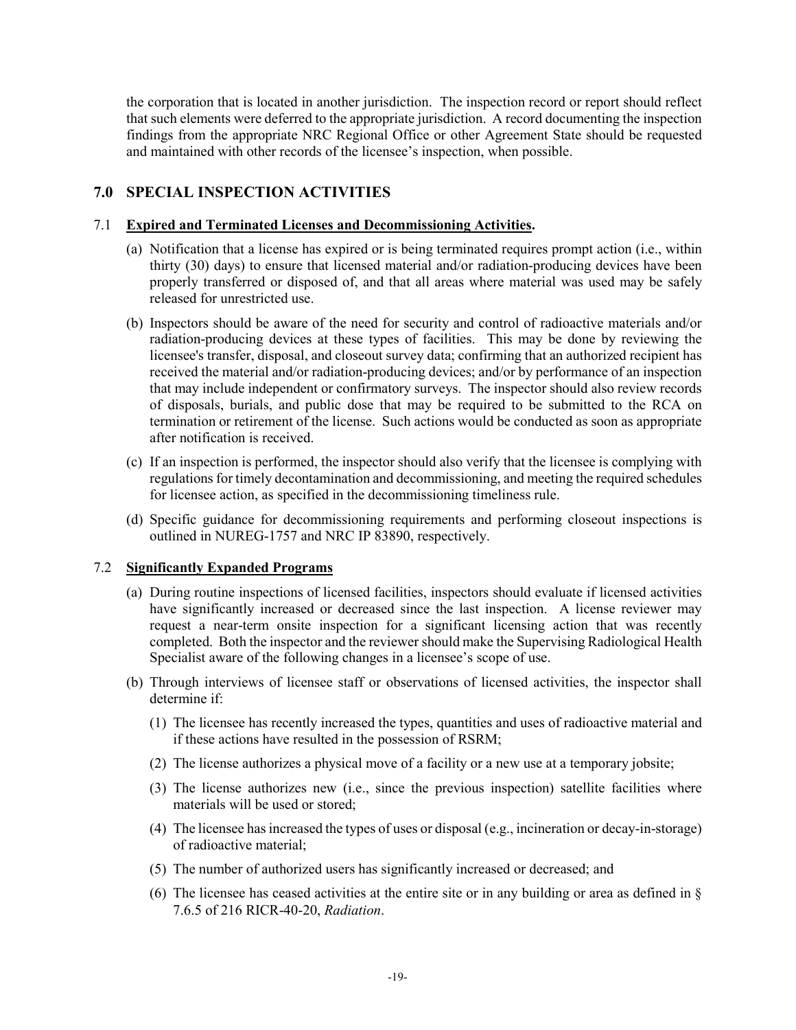the corporation that is located in another jurisdiction. The inspection record or report should reflect that such elements were deferred to the appropriate jurisdiction. A record documenting the inspection findings from the appropriate NRC Regional Office or other Agreement State should be requested and maintained with other records of the licensee's inspection, when possible.

## 7.0 SPECIAL INSPECTION ACTIVITIES

### 7.1 **Expired and Terminated Licenses and Decommissioning Activities.**

(a) Notification that a license has expired or is being terminated requires prompt action (i.e., within thirty (30) days) to ensure that licensed material and/or radiation-producing devices have been properly transferred or disposed of, and that all areas where material was used may be safely released for unrestricted use.

(b) Inspectors should be aware of the need for security and control of radioactive materials and/or radiation-producing devices at these types of facilities. This may be done by reviewing the licensee's transfer, disposal, and closeout survey data; confirming that an authorized recipient has received the material and/or radiation-producing devices; and/or by performance of an inspection that may include independent or confirmatory surveys. The inspector should also review records of disposals, burials, and public dose that may be required to be submitted to the RCA on termination or retirement of the license. Such actions would be conducted as soon as appropriate after notification is received.

(c) If an inspection is performed, the inspector should also verify that the licensee is complying with regulations for timely decontamination and decommissioning, and meeting the required schedules for licensee action, as specified in the decommissioning timeliness rule.

(d) Specific guidance for decommissioning requirements and performing closeout inspections is outlined in NUREG-1757 and NRC IP 83890, respectively.

### 7.2 **Significantly Expanded Programs**

(a) During routine inspections of licensed facilities, inspectors should evaluate if licensed activities have significantly increased or decreased since the last inspection. A license reviewer may request a near-term onsite inspection for a significant licensing action that was recently completed. Both the inspector and the reviewer should make the Supervising Radiological Health Specialist aware of the following changes in a licensee's scope of use.

(b) Through interviews of licensee staff or observations of licensed activities, the inspector shall determine if:

   (1) The licensee has recently increased the types, quantities and uses of radioactive material and if these actions have resulted in the possession of RSRM;

   (2) The license authorizes a physical move of a facility or a new use at a temporary jobsite;

   (3) The license authorizes new (i.e., since the previous inspection) satellite facilities where materials will be used or stored;

   (4) The licensee has increased the types of uses or disposal (e.g., incineration or decay-in-storage) of radioactive material;

   (5) The number of authorized users has significantly increased or decreased; and

   (6) The licensee has ceased activities at the entire site or in any building or area as defined in § 7.6.5 of 216 RICR-40-20, *Radiation*.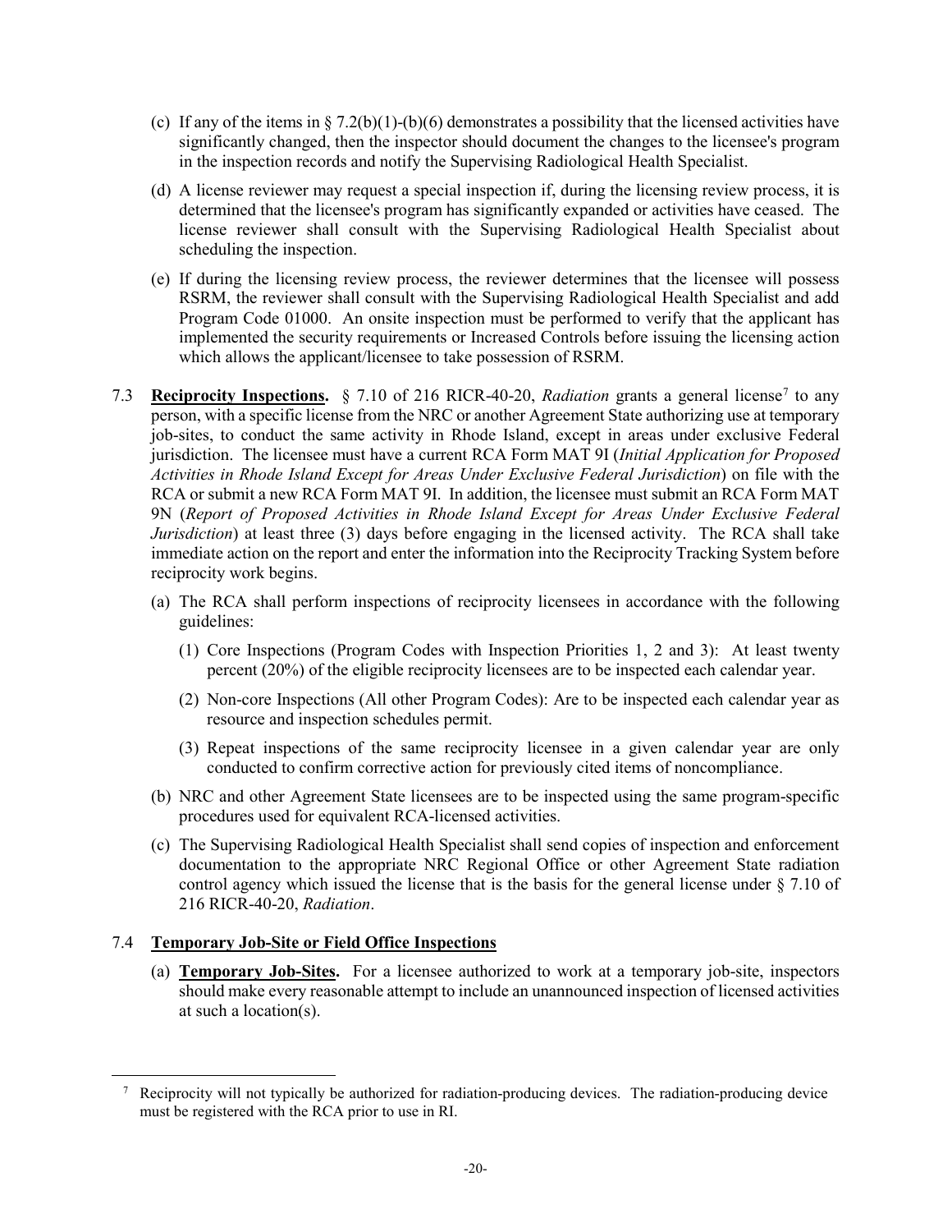(c) If any of the items in § 7.2(b)(1)-(b)(6) demonstrates a possibility that the licensed activities have significantly changed, then the inspector should document the changes to the licensee's program in the inspection records and notify the Supervising Radiological Health Specialist.

(d) A license reviewer may request a special inspection if, during the licensing review process, it is determined that the licensee's program has significantly expanded or activities have ceased. The license reviewer shall consult with the Supervising Radiological Health Specialist about scheduling the inspection.

(e) If during the licensing review process, the reviewer determines that the licensee will possess RSRM, the reviewer shall consult with the Supervising Radiological Health Specialist and add Program Code 01000. An onsite inspection must be performed to verify that the applicant has implemented the security requirements or Increased Controls before issuing the licensing action which allows the applicant/licensee to take possession of RSRM.

7.3 **Reciprocity Inspections.** § 7.10 of 216 RICR-40-20, *Radiation* grants a general license[7] to any person, with a specific license from the NRC or another Agreement State authorizing use at temporary job-sites, to conduct the same activity in Rhode Island, except in areas under exclusive Federal jurisdiction. The licensee must have a current RCA Form MAT 9I (*Initial Application for Proposed Activities in Rhode Island Except for Areas Under Exclusive Federal Jurisdiction*) on file with the RCA or submit a new RCA Form MAT 9I. In addition, the licensee must submit an RCA Form MAT 9N (*Report of Proposed Activities in Rhode Island Except for Areas Under Exclusive Federal Jurisdiction*) at least three (3) days before engaging in the licensed activity. The RCA shall take immediate action on the report and enter the information into the Reciprocity Tracking System before reciprocity work begins.

(a) The RCA shall perform inspections of reciprocity licensees in accordance with the following guidelines:

(1) Core Inspections (Program Codes with Inspection Priorities 1, 2 and 3): At least twenty percent (20%) of the eligible reciprocity licensees are to be inspected each calendar year.

(2) Non-core Inspections (All other Program Codes): Are to be inspected each calendar year as resource and inspection schedules permit.

(3) Repeat inspections of the same reciprocity licensee in a given calendar year are only conducted to confirm corrective action for previously cited items of noncompliance.

(b) NRC and other Agreement State licensees are to be inspected using the same program-specific procedures used for equivalent RCA-licensed activities.

(c) The Supervising Radiological Health Specialist shall send copies of inspection and enforcement documentation to the appropriate NRC Regional Office or other Agreement State radiation control agency which issued the license that is the basis for the general license under § 7.10 of 216 RICR-40-20, *Radiation*.

7.4 **Temporary Job-Site or Field Office Inspections**

(a) **Temporary Job-Sites.** For a licensee authorized to work at a temporary job-site, inspectors should make every reasonable attempt to include an unannounced inspection of licensed activities at such a location(s).

[7] Reciprocity will not typically be authorized for radiation-producing devices. The radiation-producing device must be registered with the RCA prior to use in RI.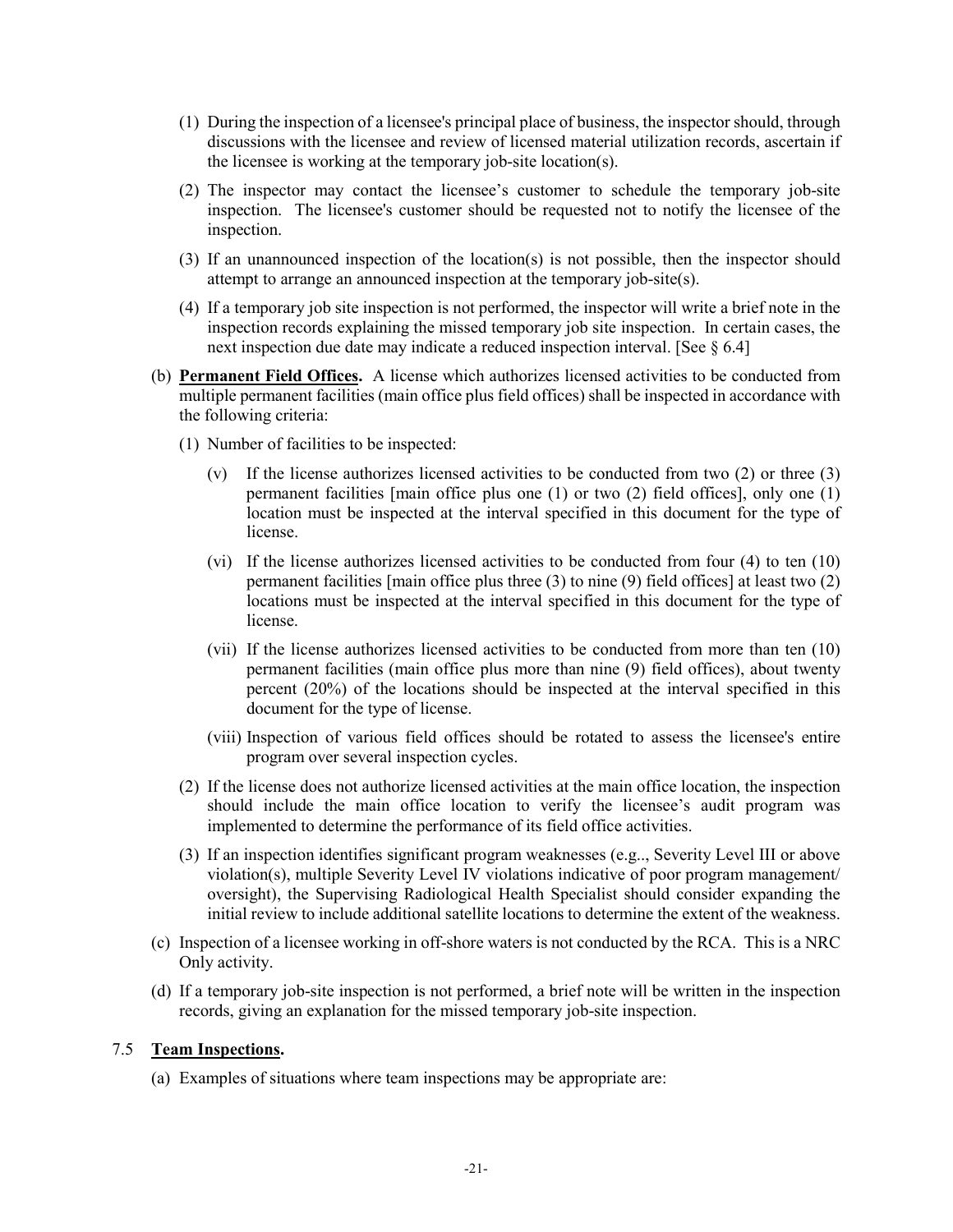(1) During the inspection of a licensee's principal place of business, the inspector should, through discussions with the licensee and review of licensed material utilization records, ascertain if the licensee is working at the temporary job-site location(s).

(2) The inspector may contact the licensee's customer to schedule the temporary job-site inspection. The licensee's customer should be requested not to notify the licensee of the inspection.

(3) If an unannounced inspection of the location(s) is not possible, then the inspector should attempt to arrange an announced inspection at the temporary job-site(s).

(4) If a temporary job site inspection is not performed, the inspector will write a brief note in the inspection records explaining the missed temporary job site inspection. In certain cases, the next inspection due date may indicate a reduced inspection interval. [See § 6.4]

(b) **Permanent Field Offices.** A license which authorizes licensed activities to be conducted from multiple permanent facilities (main office plus field offices) shall be inspected in accordance with the following criteria:

(1) Number of facilities to be inspected:

(v) If the license authorizes licensed activities to be conducted from two (2) or three (3) permanent facilities [main office plus one (1) or two (2) field offices], only one (1) location must be inspected at the interval specified in this document for the type of license.

(vi) If the license authorizes licensed activities to be conducted from four (4) to ten (10) permanent facilities [main office plus three (3) to nine (9) field offices] at least two (2) locations must be inspected at the interval specified in this document for the type of license.

(vii) If the license authorizes licensed activities to be conducted from more than ten (10) permanent facilities (main office plus more than nine (9) field offices), about twenty percent (20%) of the locations should be inspected at the interval specified in this document for the type of license.

(viii) Inspection of various field offices should be rotated to assess the licensee's entire program over several inspection cycles.

(2) If the license does not authorize licensed activities at the main office location, the inspection should include the main office location to verify the licensee's audit program was implemented to determine the performance of its field office activities.

(3) If an inspection identifies significant program weaknesses (e.g.., Severity Level III or above violation(s), multiple Severity Level IV violations indicative of poor program management/ oversight), the Supervising Radiological Health Specialist should consider expanding the initial review to include additional satellite locations to determine the extent of the weakness.

(c) Inspection of a licensee working in off-shore waters is not conducted by the RCA. This is a NRC Only activity.

(d) If a temporary job-site inspection is not performed, a brief note will be written in the inspection records, giving an explanation for the missed temporary job-site inspection.

### 7.5 **Team Inspections.**

(a) Examples of situations where team inspections may be appropriate are: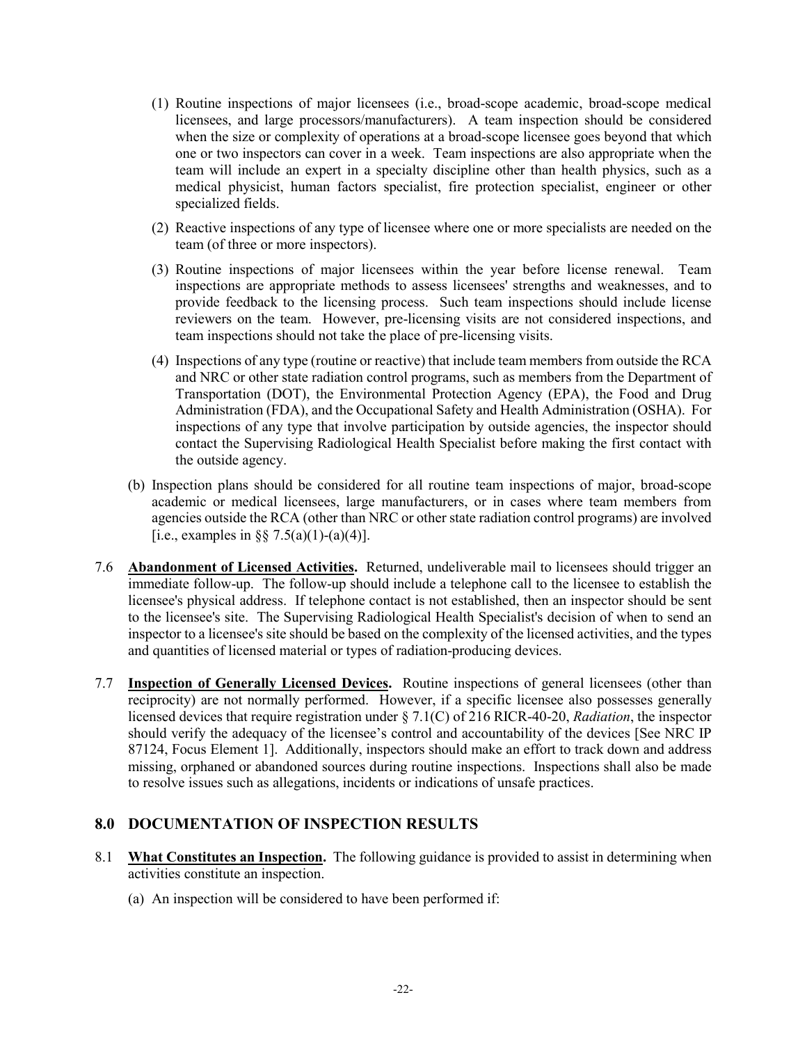(1) Routine inspections of major licensees (i.e., broad-scope academic, broad-scope medical licensees, and large processors/manufacturers). A team inspection should be considered when the size or complexity of operations at a broad-scope licensee goes beyond that which one or two inspectors can cover in a week. Team inspections are also appropriate when the team will include an expert in a specialty discipline other than health physics, such as a medical physicist, human factors specialist, fire protection specialist, engineer or other specialized fields.

(2) Reactive inspections of any type of licensee where one or more specialists are needed on the team (of three or more inspectors).

(3) Routine inspections of major licensees within the year before license renewal. Team inspections are appropriate methods to assess licensees' strengths and weaknesses, and to provide feedback to the licensing process. Such team inspections should include license reviewers on the team. However, pre-licensing visits are not considered inspections, and team inspections should not take the place of pre-licensing visits.

(4) Inspections of any type (routine or reactive) that include team members from outside the RCA and NRC or other state radiation control programs, such as members from the Department of Transportation (DOT), the Environmental Protection Agency (EPA), the Food and Drug Administration (FDA), and the Occupational Safety and Health Administration (OSHA). For inspections of any type that involve participation by outside agencies, the inspector should contact the Supervising Radiological Health Specialist before making the first contact with the outside agency.

(b) Inspection plans should be considered for all routine team inspections of major, broad-scope academic or medical licensees, large manufacturers, or in cases where team members from agencies outside the RCA (other than NRC or other state radiation control programs) are involved [i.e., examples in §§ 7.5(a)(1)-(a)(4)].

7.6 **Abandonment of Licensed Activities.** Returned, undeliverable mail to licensees should trigger an immediate follow-up. The follow-up should include a telephone call to the licensee to establish the licensee's physical address. If telephone contact is not established, then an inspector should be sent to the licensee's site. The Supervising Radiological Health Specialist's decision of when to send an inspector to a licensee's site should be based on the complexity of the licensed activities, and the types and quantities of licensed material or types of radiation-producing devices.

7.7 **Inspection of Generally Licensed Devices.** Routine inspections of general licensees (other than reciprocity) are not normally performed. However, if a specific licensee also possesses generally licensed devices that require registration under § 7.1(C) of 216 RICR-40-20, *Radiation*, the inspector should verify the adequacy of the licensee's control and accountability of the devices [See NRC IP 87124, Focus Element 1]. Additionally, inspectors should make an effort to track down and address missing, orphaned or abandoned sources during routine inspections. Inspections shall also be made to resolve issues such as allegations, incidents or indications of unsafe practices.

## 8.0 DOCUMENTATION OF INSPECTION RESULTS

8.1 **What Constitutes an Inspection.** The following guidance is provided to assist in determining when activities constitute an inspection.

(a) An inspection will be considered to have been performed if: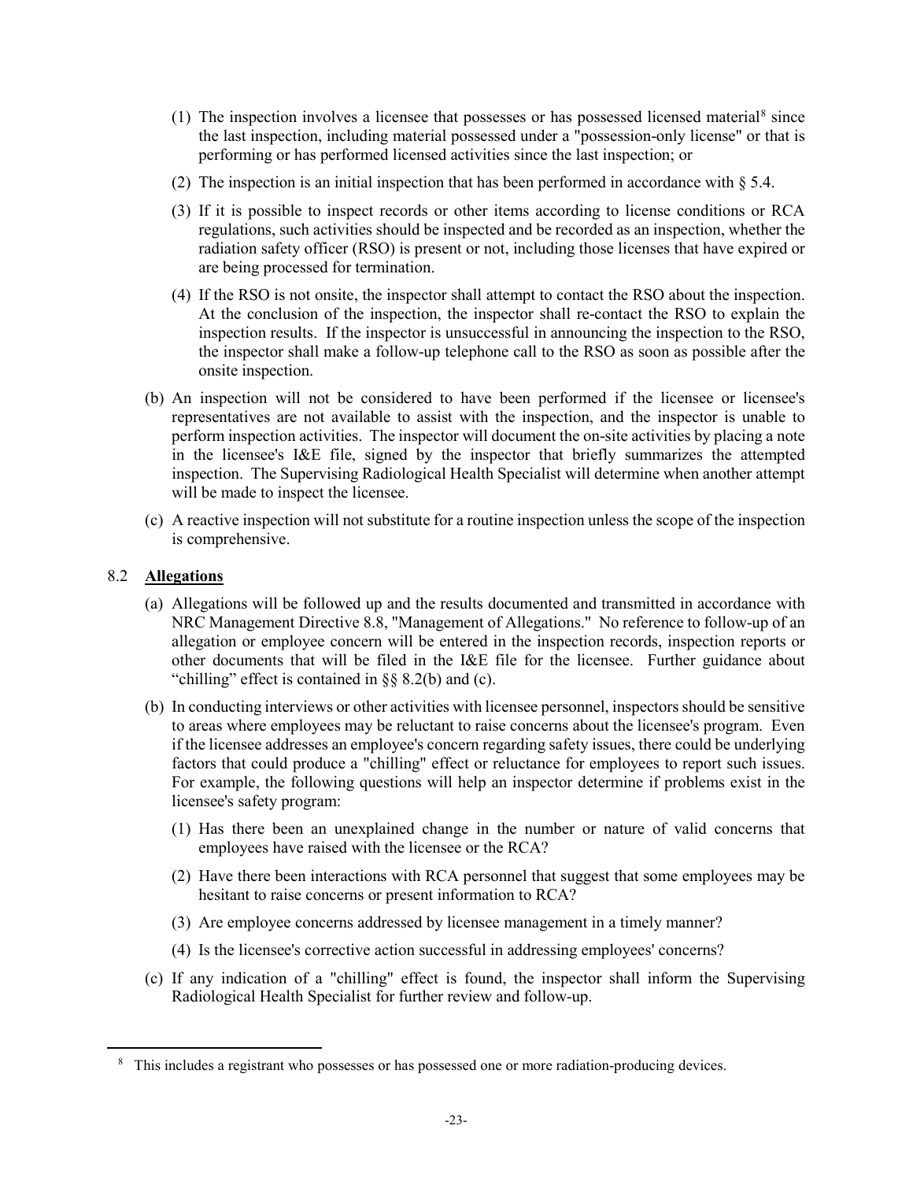(1) The inspection involves a licensee that possesses or has possessed licensed material[8] since the last inspection, including material possessed under a "possession-only license" or that is performing or has performed licensed activities since the last inspection; or

(2) The inspection is an initial inspection that has been performed in accordance with § 5.4.

(3) If it is possible to inspect records or other items according to license conditions or RCA regulations, such activities should be inspected and be recorded as an inspection, whether the radiation safety officer (RSO) is present or not, including those licenses that have expired or are being processed for termination.

(4) If the RSO is not onsite, the inspector shall attempt to contact the RSO about the inspection. At the conclusion of the inspection, the inspector shall re-contact the RSO to explain the inspection results. If the inspector is unsuccessful in announcing the inspection to the RSO, the inspector shall make a follow-up telephone call to the RSO as soon as possible after the onsite inspection.

(b) An inspection will not be considered to have been performed if the licensee or licensee's representatives are not available to assist with the inspection, and the inspector is unable to perform inspection activities. The inspector will document the on-site activities by placing a note in the licensee's I&E file, signed by the inspector that briefly summarizes the attempted inspection. The Supervising Radiological Health Specialist will determine when another attempt will be made to inspect the licensee.

(c) A reactive inspection will not substitute for a routine inspection unless the scope of the inspection is comprehensive.

## 8.2 **Allegations**

(a) Allegations will be followed up and the results documented and transmitted in accordance with NRC Management Directive 8.8, "Management of Allegations." No reference to follow-up of an allegation or employee concern will be entered in the inspection records, inspection reports or other documents that will be filed in the I&E file for the licensee. Further guidance about "chilling" effect is contained in §§ 8.2(b) and (c).

(b) In conducting interviews or other activities with licensee personnel, inspectors should be sensitive to areas where employees may be reluctant to raise concerns about the licensee's program. Even if the licensee addresses an employee's concern regarding safety issues, there could be underlying factors that could produce a "chilling" effect or reluctance for employees to report such issues. For example, the following questions will help an inspector determine if problems exist in the licensee's safety program:

(1) Has there been an unexplained change in the number or nature of valid concerns that employees have raised with the licensee or the RCA?

(2) Have there been interactions with RCA personnel that suggest that some employees may be hesitant to raise concerns or present information to RCA?

(3) Are employee concerns addressed by licensee management in a timely manner?

(4) Is the licensee's corrective action successful in addressing employees' concerns?

(c) If any indication of a "chilling" effect is found, the inspector shall inform the Supervising Radiological Health Specialist for further review and follow-up.

[8] This includes a registrant who possesses or has possessed one or more radiation-producing devices.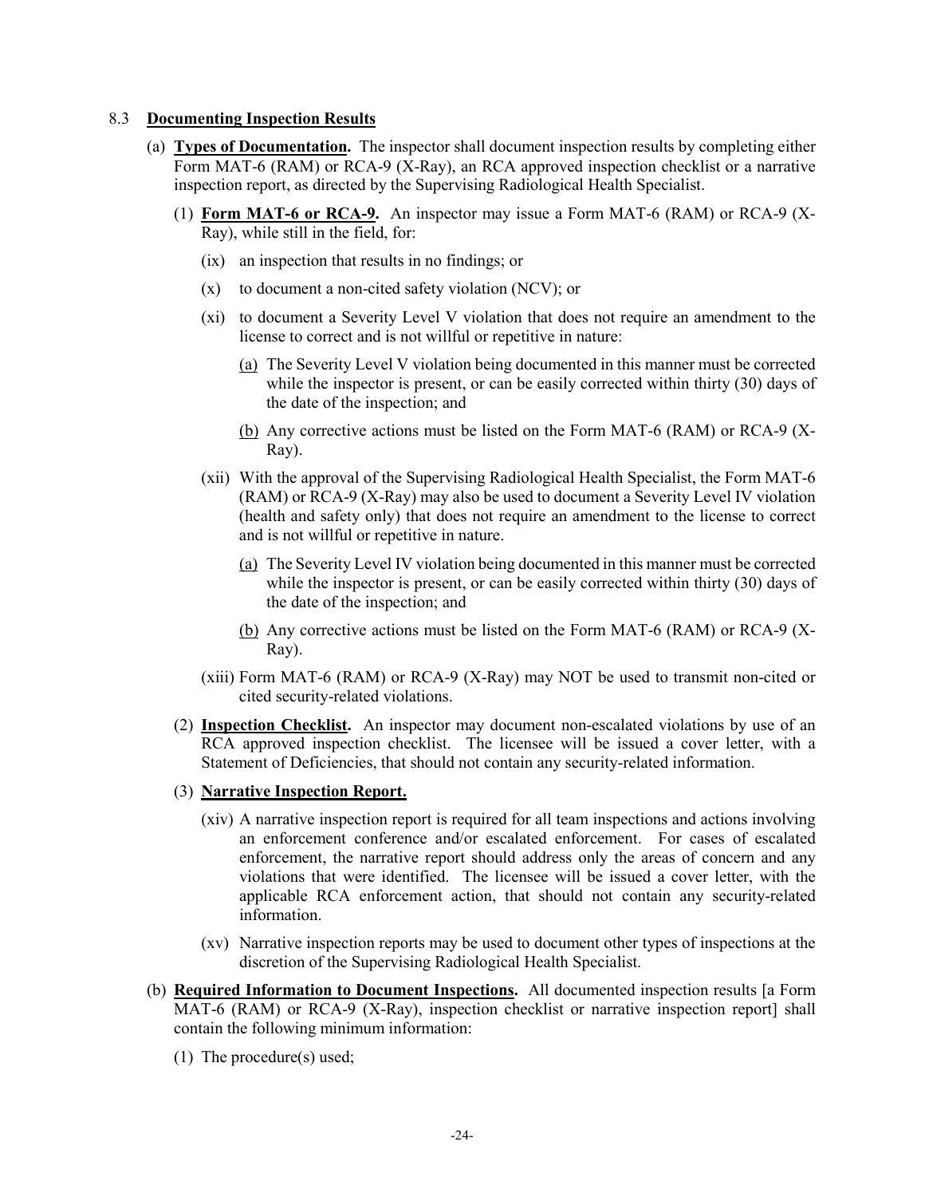## 8.3 **Documenting Inspection Results**

(a) **Types of Documentation.** The inspector shall document inspection results by completing either Form MAT-6 (RAM) or RCA-9 (X-Ray), an RCA approved inspection checklist or a narrative inspection report, as directed by the Supervising Radiological Health Specialist.

(1) **Form MAT-6 or RCA-9.** An inspector may issue a Form MAT-6 (RAM) or RCA-9 (X-Ray), while still in the field, for:

(ix) an inspection that results in no findings; or

(x) to document a non-cited safety violation (NCV); or

(xi) to document a Severity Level V violation that does not require an amendment to the license to correct and is not willful or repetitive in nature:

<u>(a)</u> The Severity Level V violation being documented in this manner must be corrected while the inspector is present, or can be easily corrected within thirty (30) days of the date of the inspection; and

<u>(b)</u> Any corrective actions must be listed on the Form MAT-6 (RAM) or RCA-9 (X-Ray).

(xii) With the approval of the Supervising Radiological Health Specialist, the Form MAT-6 (RAM) or RCA-9 (X-Ray) may also be used to document a Severity Level IV violation (health and safety only) that does not require an amendment to the license to correct and is not willful or repetitive in nature.

<u>(a)</u> The Severity Level IV violation being documented in this manner must be corrected while the inspector is present, or can be easily corrected within thirty (30) days of the date of the inspection; and

<u>(b)</u> Any corrective actions must be listed on the Form MAT-6 (RAM) or RCA-9 (X-Ray).

(xiii) Form MAT-6 (RAM) or RCA-9 (X-Ray) may NOT be used to transmit non-cited or cited security-related violations.

(2) **Inspection Checklist.** An inspector may document non-escalated violations by use of an RCA approved inspection checklist. The licensee will be issued a cover letter, with a Statement of Deficiencies, that should not contain any security-related information.

(3) **Narrative Inspection Report.**

(xiv) A narrative inspection report is required for all team inspections and actions involving an enforcement conference and/or escalated enforcement. For cases of escalated enforcement, the narrative report should address only the areas of concern and any violations that were identified. The licensee will be issued a cover letter, with the applicable RCA enforcement action, that should not contain any security-related information.

(xv) Narrative inspection reports may be used to document other types of inspections at the discretion of the Supervising Radiological Health Specialist.

(b) **Required Information to Document Inspections.** All documented inspection results [a Form MAT-6 (RAM) or RCA-9 (X-Ray), inspection checklist or narrative inspection report] shall contain the following minimum information:

(1) The procedure(s) used;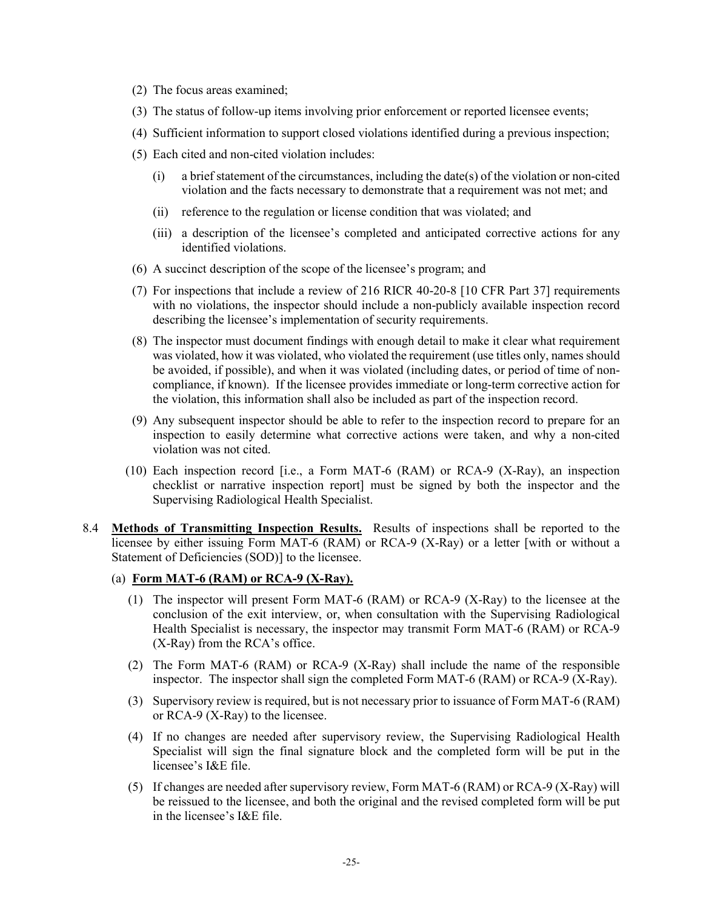(2) The focus areas examined;

(3) The status of follow-up items involving prior enforcement or reported licensee events;

(4) Sufficient information to support closed violations identified during a previous inspection;

(5) Each cited and non-cited violation includes:

   (i) a brief statement of the circumstances, including the date(s) of the violation or non-cited violation and the facts necessary to demonstrate that a requirement was not met; and

   (ii) reference to the regulation or license condition that was violated; and

   (iii) a description of the licensee's completed and anticipated corrective actions for any identified violations.

(6) A succinct description of the scope of the licensee's program; and

(7) For inspections that include a review of 216 RICR 40-20-8 [10 CFR Part 37] requirements with no violations, the inspector should include a non-publicly available inspection record describing the licensee's implementation of security requirements.

(8) The inspector must document findings with enough detail to make it clear what requirement was violated, how it was violated, who violated the requirement (use titles only, names should be avoided, if possible), and when it was violated (including dates, or period of time of non-compliance, if known). If the licensee provides immediate or long-term corrective action for the violation, this information shall also be included as part of the inspection record.

(9) Any subsequent inspector should be able to refer to the inspection record to prepare for an inspection to easily determine what corrective actions were taken, and why a non-cited violation was not cited.

(10) Each inspection record [i.e., a Form MAT-6 (RAM) or RCA-9 (X-Ray), an inspection checklist or narrative inspection report] must be signed by both the inspector and the Supervising Radiological Health Specialist.

8.4 **Methods of Transmitting Inspection Results.** Results of inspections shall be reported to the licensee by either issuing Form MAT-6 (RAM) or RCA-9 (X-Ray) or a letter [with or without a Statement of Deficiencies (SOD)] to the licensee.

(a) **Form MAT-6 (RAM) or RCA-9 (X-Ray).**

(1) The inspector will present Form MAT-6 (RAM) or RCA-9 (X-Ray) to the licensee at the conclusion of the exit interview, or, when consultation with the Supervising Radiological Health Specialist is necessary, the inspector may transmit Form MAT-6 (RAM) or RCA-9 (X-Ray) from the RCA's office.

(2) The Form MAT-6 (RAM) or RCA-9 (X-Ray) shall include the name of the responsible inspector. The inspector shall sign the completed Form MAT-6 (RAM) or RCA-9 (X-Ray).

(3) Supervisory review is required, but is not necessary prior to issuance of Form MAT-6 (RAM) or RCA-9 (X-Ray) to the licensee.

(4) If no changes are needed after supervisory review, the Supervising Radiological Health Specialist will sign the final signature block and the completed form will be put in the licensee's I&E file.

(5) If changes are needed after supervisory review, Form MAT-6 (RAM) or RCA-9 (X-Ray) will be reissued to the licensee, and both the original and the revised completed form will be put in the licensee's I&E file.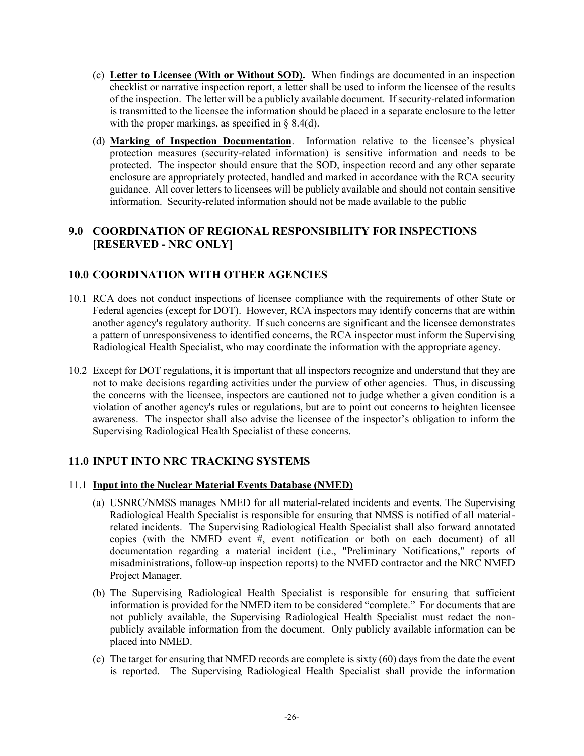(c) **Letter to Licensee (With or Without SOD).** When findings are documented in an inspection checklist or narrative inspection report, a letter shall be used to inform the licensee of the results of the inspection. The letter will be a publicly available document. If security-related information is transmitted to the licensee the information should be placed in a separate enclosure to the letter with the proper markings, as specified in § 8.4(d).

(d) **Marking of Inspection Documentation**. Information relative to the licensee's physical protection measures (security-related information) is sensitive information and needs to be protected. The inspector should ensure that the SOD, inspection record and any other separate enclosure are appropriately protected, handled and marked in accordance with the RCA security guidance. All cover letters to licensees will be publicly available and should not contain sensitive information. Security-related information should not be made available to the public

## 9.0 COORDINATION OF REGIONAL RESPONSIBILITY FOR INSPECTIONS [RESERVED - NRC ONLY]

## 10.0 COORDINATION WITH OTHER AGENCIES

10.1 RCA does not conduct inspections of licensee compliance with the requirements of other State or Federal agencies (except for DOT). However, RCA inspectors may identify concerns that are within another agency's regulatory authority. If such concerns are significant and the licensee demonstrates a pattern of unresponsiveness to identified concerns, the RCA inspector must inform the Supervising Radiological Health Specialist, who may coordinate the information with the appropriate agency.

10.2 Except for DOT regulations, it is important that all inspectors recognize and understand that they are not to make decisions regarding activities under the purview of other agencies. Thus, in discussing the concerns with the licensee, inspectors are cautioned not to judge whether a given condition is a violation of another agency's rules or regulations, but are to point out concerns to heighten licensee awareness. The inspector shall also advise the licensee of the inspector's obligation to inform the Supervising Radiological Health Specialist of these concerns.

## 11.0 INPUT INTO NRC TRACKING SYSTEMS

### 11.1 Input into the Nuclear Material Events Database (NMED)

(a) USNRC/NMSS manages NMED for all material-related incidents and events. The Supervising Radiological Health Specialist is responsible for ensuring that NMSS is notified of all material-related incidents. The Supervising Radiological Health Specialist shall also forward annotated copies (with the NMED event #, event notification or both on each document) of all documentation regarding a material incident (i.e., "Preliminary Notifications," reports of misadministrations, follow-up inspection reports) to the NMED contractor and the NRC NMED Project Manager.

(b) The Supervising Radiological Health Specialist is responsible for ensuring that sufficient information is provided for the NMED item to be considered "complete." For documents that are not publicly available, the Supervising Radiological Health Specialist must redact the non-publicly available information from the document. Only publicly available information can be placed into NMED.

(c) The target for ensuring that NMED records are complete is sixty (60) days from the date the event is reported. The Supervising Radiological Health Specialist shall provide the information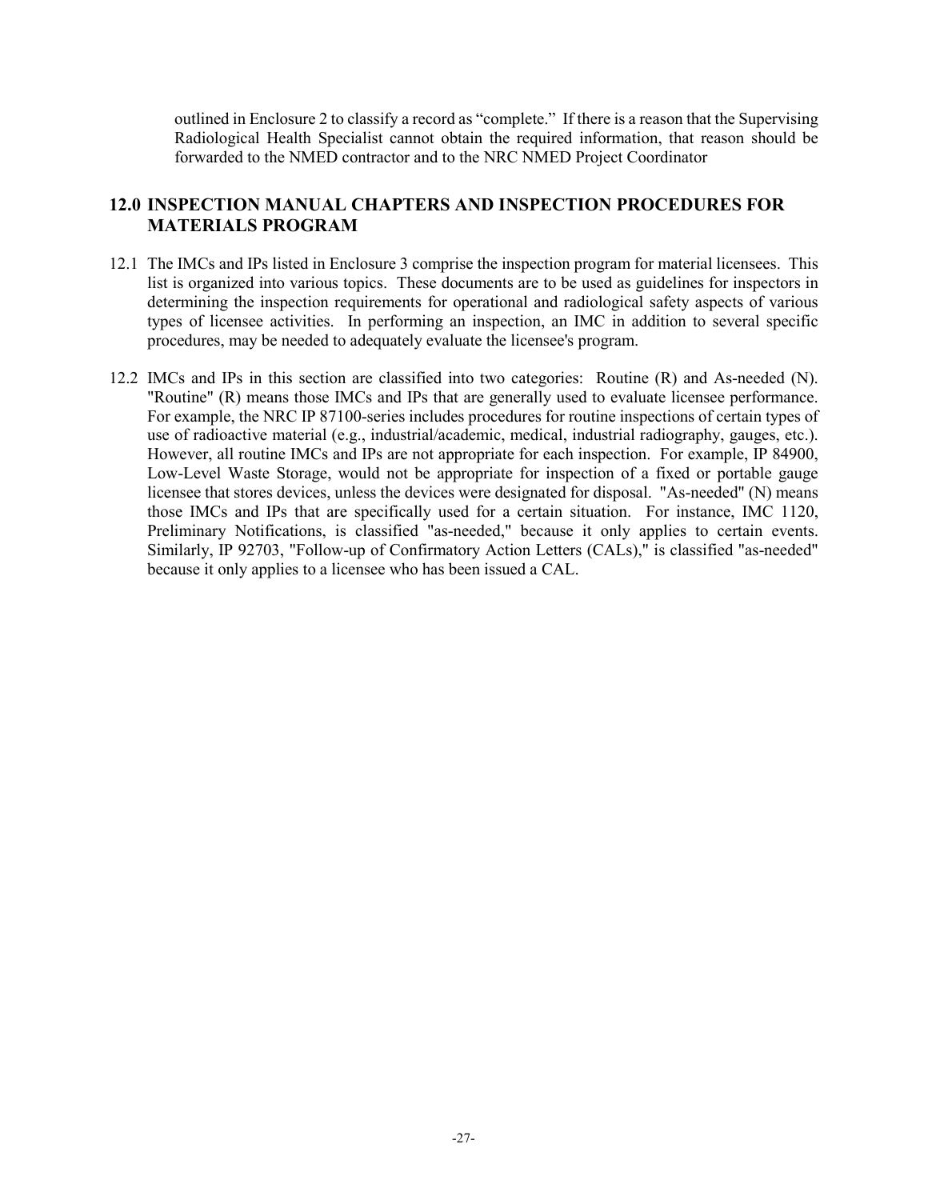outlined in Enclosure 2 to classify a record as "complete." If there is a reason that the Supervising Radiological Health Specialist cannot obtain the required information, that reason should be forwarded to the NMED contractor and to the NRC NMED Project Coordinator

## 12.0 INSPECTION MANUAL CHAPTERS AND INSPECTION PROCEDURES FOR MATERIALS PROGRAM

12.1 The IMCs and IPs listed in Enclosure 3 comprise the inspection program for material licensees. This list is organized into various topics. These documents are to be used as guidelines for inspectors in determining the inspection requirements for operational and radiological safety aspects of various types of licensee activities. In performing an inspection, an IMC in addition to several specific procedures, may be needed to adequately evaluate the licensee's program.

12.2 IMCs and IPs in this section are classified into two categories: Routine (R) and As-needed (N). "Routine" (R) means those IMCs and IPs that are generally used to evaluate licensee performance. For example, the NRC IP 87100-series includes procedures for routine inspections of certain types of use of radioactive material (e.g., industrial/academic, medical, industrial radiography, gauges, etc.). However, all routine IMCs and IPs are not appropriate for each inspection. For example, IP 84900, Low-Level Waste Storage, would not be appropriate for inspection of a fixed or portable gauge licensee that stores devices, unless the devices were designated for disposal. "As-needed" (N) means those IMCs and IPs that are specifically used for a certain situation. For instance, IMC 1120, Preliminary Notifications, is classified "as-needed," because it only applies to certain events. Similarly, IP 92703, "Follow-up of Confirmatory Action Letters (CALs)," is classified "as-needed" because it only applies to a licensee who has been issued a CAL.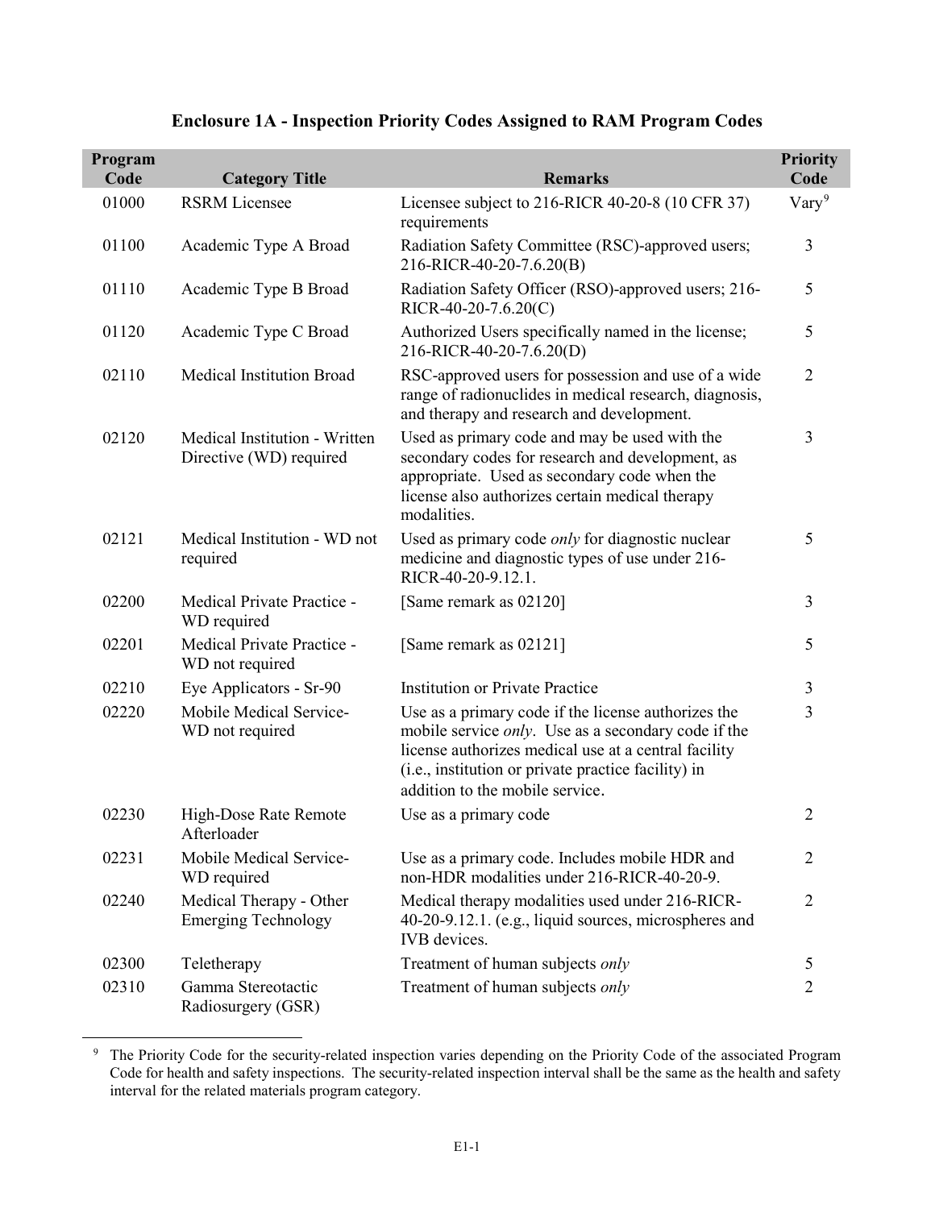## Enclosure 1A - Inspection Priority Codes Assigned to RAM Program Codes

| Program Code | Category Title | Remarks | Priority Code |
|---|---|---|---|
| 01000 | RSRM Licensee | Licensee subject to 216-RICR 40-20-8 (10 CFR 37) requirements | Vary[9] |
| 01100 | Academic Type A Broad | Radiation Safety Committee (RSC)-approved users; 216-RICR-40-20-7.6.20(B) | 3 |
| 01110 | Academic Type B Broad | Radiation Safety Officer (RSO)-approved users; 216-RICR-40-20-7.6.20(C) | 5 |
| 01120 | Academic Type C Broad | Authorized Users specifically named in the license; 216-RICR-40-20-7.6.20(D) | 5 |
| 02110 | Medical Institution Broad | RSC-approved users for possession and use of a wide range of radionuclides in medical research, diagnosis, and therapy and research and development. | 2 |
| 02120 | Medical Institution - Written Directive (WD) required | Used as primary code and may be used with the secondary codes for research and development, as appropriate. Used as secondary code when the license also authorizes certain medical therapy modalities. | 3 |
| 02121 | Medical Institution - WD not required | Used as primary code *only* for diagnostic nuclear medicine and diagnostic types of use under 216-RICR-40-20-9.12.1. | 5 |
| 02200 | Medical Private Practice - WD required | [Same remark as 02120] | 3 |
| 02201 | Medical Private Practice - WD not required | [Same remark as 02121] | 5 |
| 02210 | Eye Applicators - Sr-90 | Institution or Private Practice | 3 |
| 02220 | Mobile Medical Service- WD not required | Use as a primary code if the license authorizes the mobile service *only*. Use as a secondary code if the license authorizes medical use at a central facility (i.e., institution or private practice facility) in addition to the mobile service. | 3 |
| 02230 | High-Dose Rate Remote Afterloader | Use as a primary code | 2 |
| 02231 | Mobile Medical Service- WD required | Use as a primary code. Includes mobile HDR and non-HDR modalities under 216-RICR-40-20-9. | 2 |
| 02240 | Medical Therapy - Other Emerging Technology | Medical therapy modalities used under 216-RICR-40-20-9.12.1. (e.g., liquid sources, microspheres and IVB devices. | 2 |
| 02300 | Teletherapy | Treatment of human subjects *only* | 5 |
| 02310 | Gamma Stereotactic Radiosurgery (GSR) | Treatment of human subjects *only* | 2 |

[9] The Priority Code for the security-related inspection varies depending on the Priority Code of the associated Program Code for health and safety inspections. The security-related inspection interval shall be the same as the health and safety interval for the related materials program category.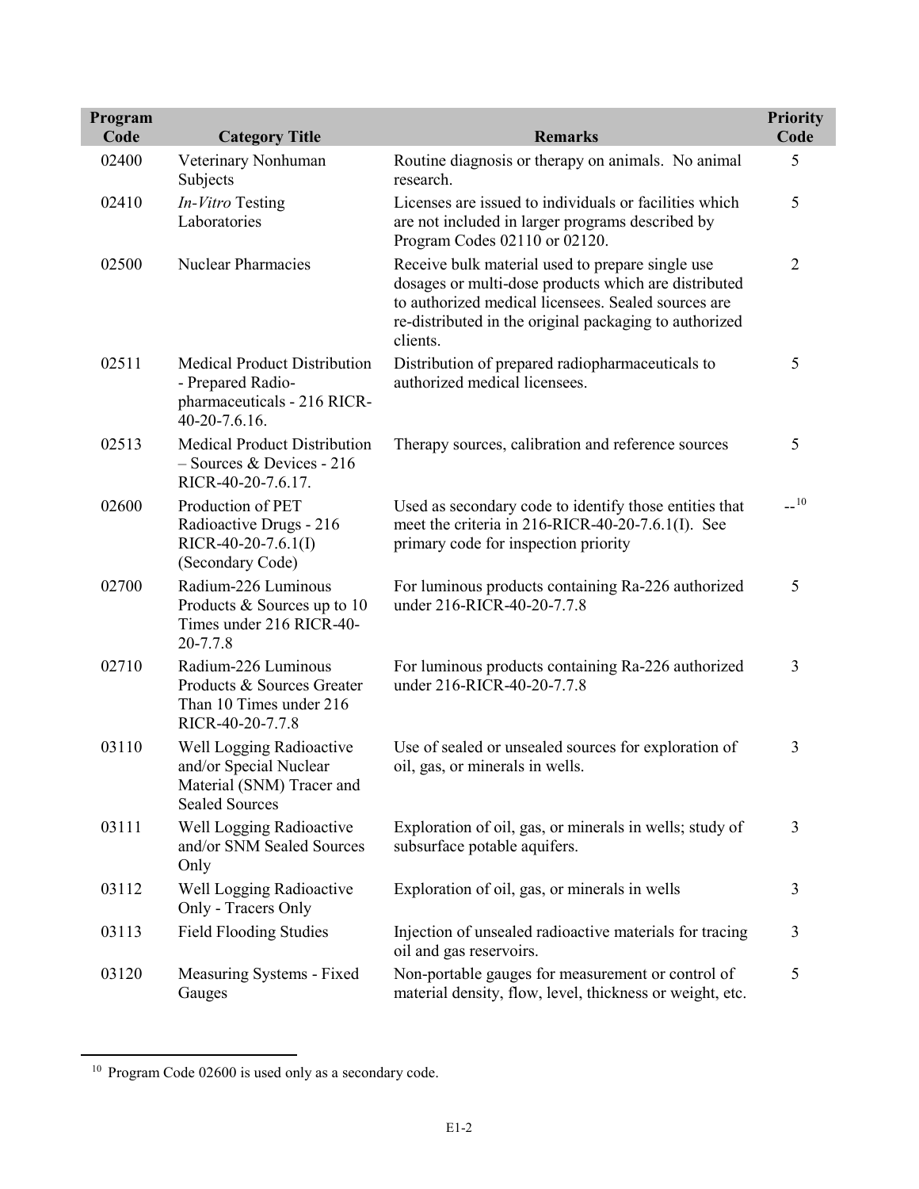| Program Code | Category Title | Remarks | Priority Code |
|---|---|---|---|
| 02400 | Veterinary Nonhuman Subjects | Routine diagnosis or therapy on animals. No animal research. | 5 |
| 02410 | *In-Vitro* Testing Laboratories | Licenses are issued to individuals or facilities which are not included in larger programs described by Program Codes 02110 or 02120. | 5 |
| 02500 | Nuclear Pharmacies | Receive bulk material used to prepare single use dosages or multi-dose products which are distributed to authorized medical licensees. Sealed sources are re-distributed in the original packaging to authorized clients. | 2 |
| 02511 | Medical Product Distribution - Prepared Radio-pharmaceuticals - 216 RICR-40-20-7.6.16. | Distribution of prepared radiopharmaceuticals to authorized medical licensees. | 5 |
| 02513 | Medical Product Distribution – Sources & Devices - 216 RICR-40-20-7.6.17. | Therapy sources, calibration and reference sources | 5 |
| 02600 | Production of PET Radioactive Drugs - 216 RICR-40-20-7.6.1(I) (Secondary Code) | Used as secondary code to identify those entities that meet the criteria in 216-RICR-40-20-7.6.1(I). See primary code for inspection priority | --[10] |
| 02700 | Radium-226 Luminous Products & Sources up to 10 Times under 216 RICR-40-20-7.7.8 | For luminous products containing Ra-226 authorized under 216-RICR-40-20-7.7.8 | 5 |
| 02710 | Radium-226 Luminous Products & Sources Greater Than 10 Times under 216 RICR-40-20-7.7.8 | For luminous products containing Ra-226 authorized under 216-RICR-40-20-7.7.8 | 3 |
| 03110 | Well Logging Radioactive and/or Special Nuclear Material (SNM) Tracer and Sealed Sources | Use of sealed or unsealed sources for exploration of oil, gas, or minerals in wells. | 3 |
| 03111 | Well Logging Radioactive and/or SNM Sealed Sources Only | Exploration of oil, gas, or minerals in wells; study of subsurface potable aquifers. | 3 |
| 03112 | Well Logging Radioactive Only - Tracers Only | Exploration of oil, gas, or minerals in wells | 3 |
| 03113 | Field Flooding Studies | Injection of unsealed radioactive materials for tracing oil and gas reservoirs. | 3 |
| 03120 | Measuring Systems - Fixed Gauges | Non-portable gauges for measurement or control of material density, flow, level, thickness or weight, etc. | 5 |

[10] Program Code 02600 is used only as a secondary code.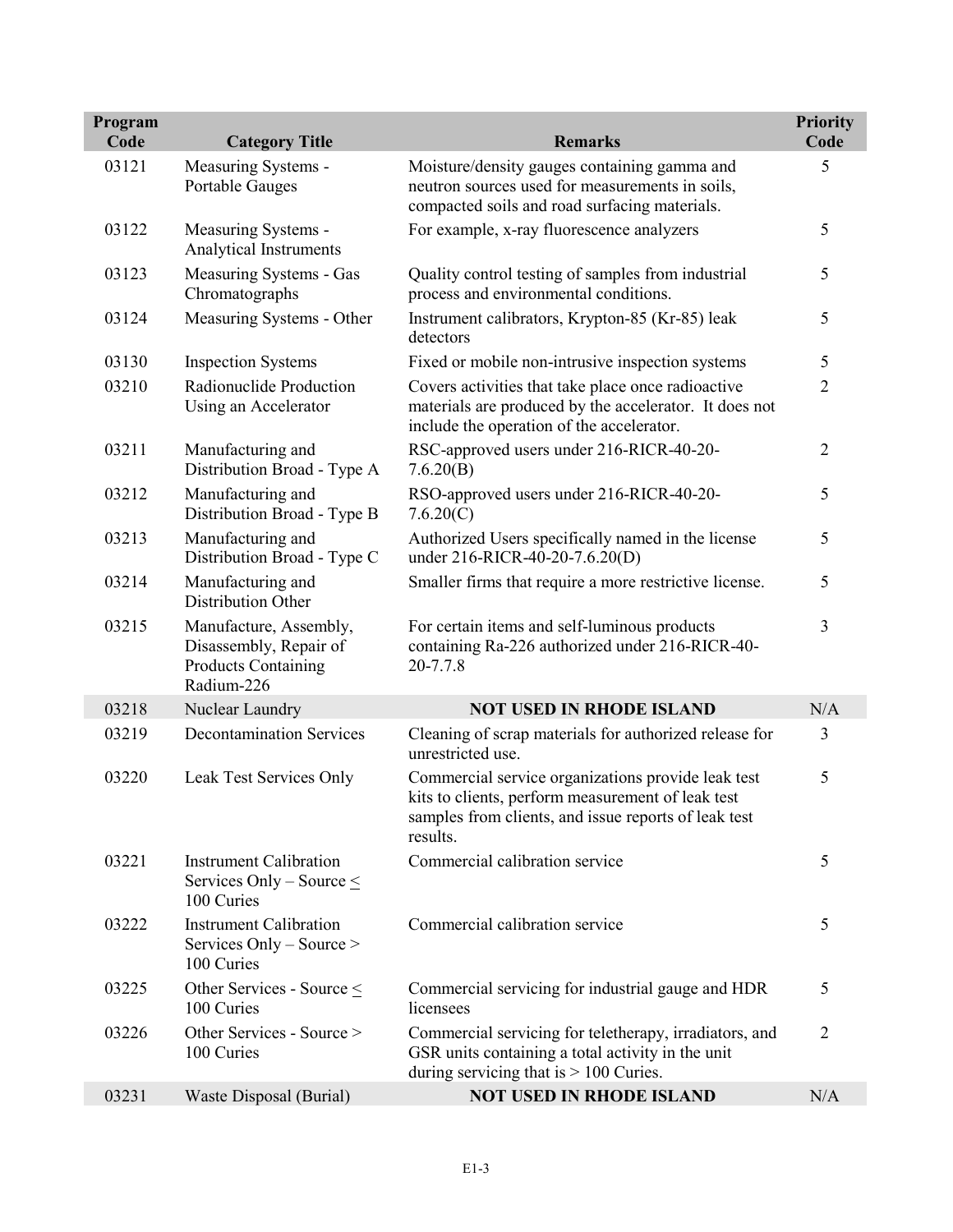| Program Code | Category Title | Remarks | Priority Code |
|---|---|---|---|
| 03121 | Measuring Systems - Portable Gauges | Moisture/density gauges containing gamma and neutron sources used for measurements in soils, compacted soils and road surfacing materials. | 5 |
| 03122 | Measuring Systems - Analytical Instruments | For example, x-ray fluorescence analyzers | 5 |
| 03123 | Measuring Systems - Gas Chromatographs | Quality control testing of samples from industrial process and environmental conditions. | 5 |
| 03124 | Measuring Systems - Other | Instrument calibrators, Krypton-85 (Kr-85) leak detectors | 5 |
| 03130 | Inspection Systems | Fixed or mobile non-intrusive inspection systems | 5 |
| 03210 | Radionuclide Production Using an Accelerator | Covers activities that take place once radioactive materials are produced by the accelerator. It does not include the operation of the accelerator. | 2 |
| 03211 | Manufacturing and Distribution Broad - Type A | RSC-approved users under 216-RICR-40-20-7.6.20(B) | 2 |
| 03212 | Manufacturing and Distribution Broad - Type B | RSO-approved users under 216-RICR-40-20-7.6.20(C) | 5 |
| 03213 | Manufacturing and Distribution Broad - Type C | Authorized Users specifically named in the license under 216-RICR-40-20-7.6.20(D) | 5 |
| 03214 | Manufacturing and Distribution Other | Smaller firms that require a more restrictive license. | 5 |
| 03215 | Manufacture, Assembly, Disassembly, Repair of Products Containing Radium-226 | For certain items and self-luminous products containing Ra-226 authorized under 216-RICR-40-20-7.7.8 | 3 |
| 03218 | Nuclear Laundry | **NOT USED IN RHODE ISLAND** | N/A |
| 03219 | Decontamination Services | Cleaning of scrap materials for authorized release for unrestricted use. | 3 |
| 03220 | Leak Test Services Only | Commercial service organizations provide leak test kits to clients, perform measurement of leak test samples from clients, and issue reports of leak test results. | 5 |
| 03221 | Instrument Calibration Services Only – Source ≤ 100 Curies | Commercial calibration service | 5 |
| 03222 | Instrument Calibration Services Only – Source > 100 Curies | Commercial calibration service | 5 |
| 03225 | Other Services - Source ≤ 100 Curies | Commercial servicing for industrial gauge and HDR licensees | 5 |
| 03226 | Other Services - Source > 100 Curies | Commercial servicing for teletherapy, irradiators, and GSR units containing a total activity in the unit during servicing that is > 100 Curies. | 2 |
| 03231 | Waste Disposal (Burial) | **NOT USED IN RHODE ISLAND** | N/A |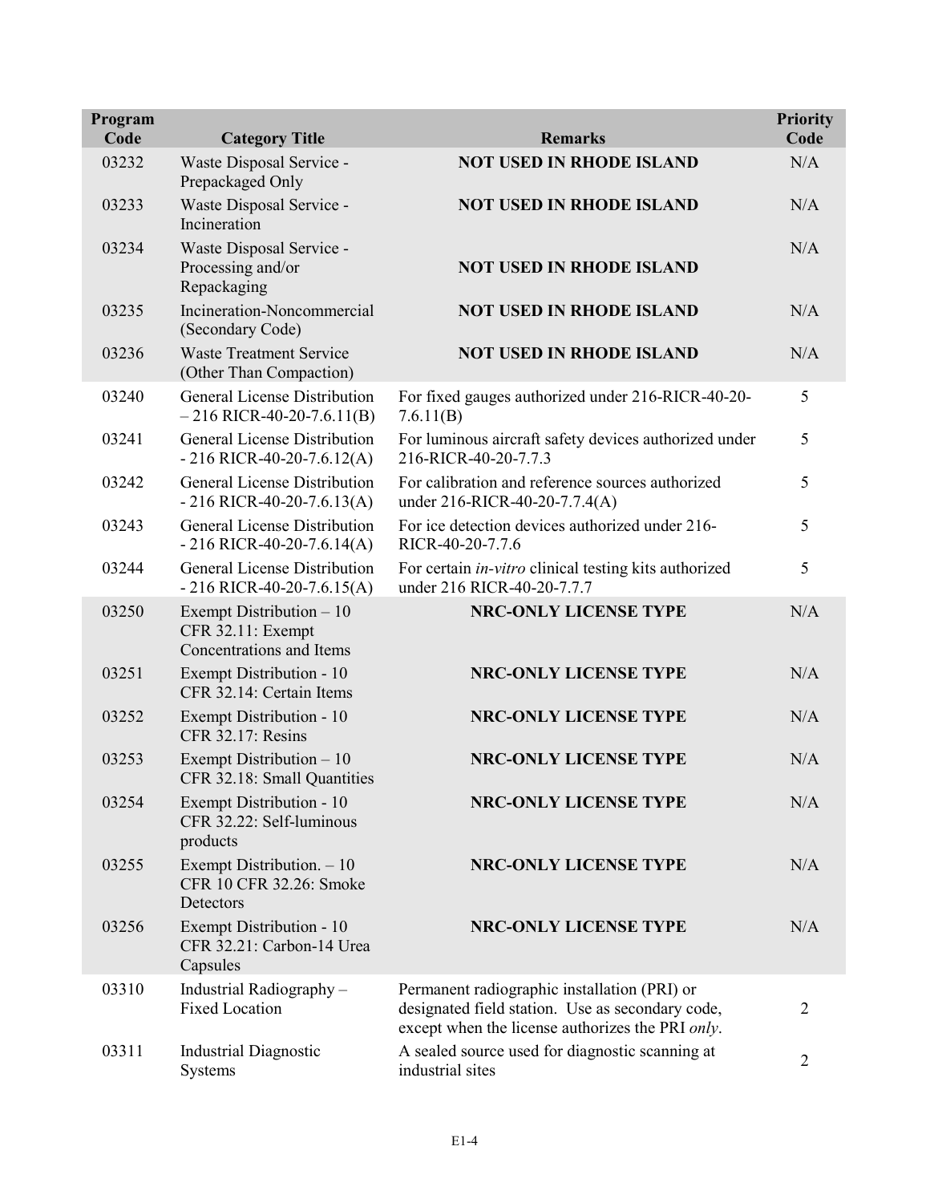| Program Code | Category Title | Remarks | Priority Code |
|---|---|---|---|
| 03232 | Waste Disposal Service - Prepackaged Only | **NOT USED IN RHODE ISLAND** | N/A |
| 03233 | Waste Disposal Service - Incineration | **NOT USED IN RHODE ISLAND** | N/A |
| 03234 | Waste Disposal Service - Processing and/or Repackaging | **NOT USED IN RHODE ISLAND** | N/A |
| 03235 | Incineration-Noncommercial (Secondary Code) | **NOT USED IN RHODE ISLAND** | N/A |
| 03236 | Waste Treatment Service (Other Than Compaction) | **NOT USED IN RHODE ISLAND** | N/A |
| 03240 | General License Distribution – 216 RICR-40-20-7.6.11(B) | For fixed gauges authorized under 216-RICR-40-20-7.6.11(B) | 5 |
| 03241 | General License Distribution - 216 RICR-40-20-7.6.12(A) | For luminous aircraft safety devices authorized under 216-RICR-40-20-7.7.3 | 5 |
| 03242 | General License Distribution - 216 RICR-40-20-7.6.13(A) | For calibration and reference sources authorized under 216-RICR-40-20-7.7.4(A) | 5 |
| 03243 | General License Distribution - 216 RICR-40-20-7.6.14(A) | For ice detection devices authorized under 216-RICR-40-20-7.7.6 | 5 |
| 03244 | General License Distribution - 216 RICR-40-20-7.6.15(A) | For certain *in-vitro* clinical testing kits authorized under 216 RICR-40-20-7.7.7 | 5 |
| 03250 | Exempt Distribution – 10 CFR 32.11: Exempt Concentrations and Items | **NRC-ONLY LICENSE TYPE** | N/A |
| 03251 | Exempt Distribution - 10 CFR 32.14: Certain Items | **NRC-ONLY LICENSE TYPE** | N/A |
| 03252 | Exempt Distribution - 10 CFR 32.17: Resins | **NRC-ONLY LICENSE TYPE** | N/A |
| 03253 | Exempt Distribution – 10 CFR 32.18: Small Quantities | **NRC-ONLY LICENSE TYPE** | N/A |
| 03254 | Exempt Distribution - 10 CFR 32.22: Self-luminous products | **NRC-ONLY LICENSE TYPE** | N/A |
| 03255 | Exempt Distribution. – 10 CFR 10 CFR 32.26: Smoke Detectors | **NRC-ONLY LICENSE TYPE** | N/A |
| 03256 | Exempt Distribution - 10 CFR 32.21: Carbon-14 Urea Capsules | **NRC-ONLY LICENSE TYPE** | N/A |
| 03310 | Industrial Radiography – Fixed Location | Permanent radiographic installation (PRI) or designated field station. Use as secondary code, except when the license authorizes the PRI *only*. | 2 |
| 03311 | Industrial Diagnostic Systems | A sealed source used for diagnostic scanning at industrial sites | 2 |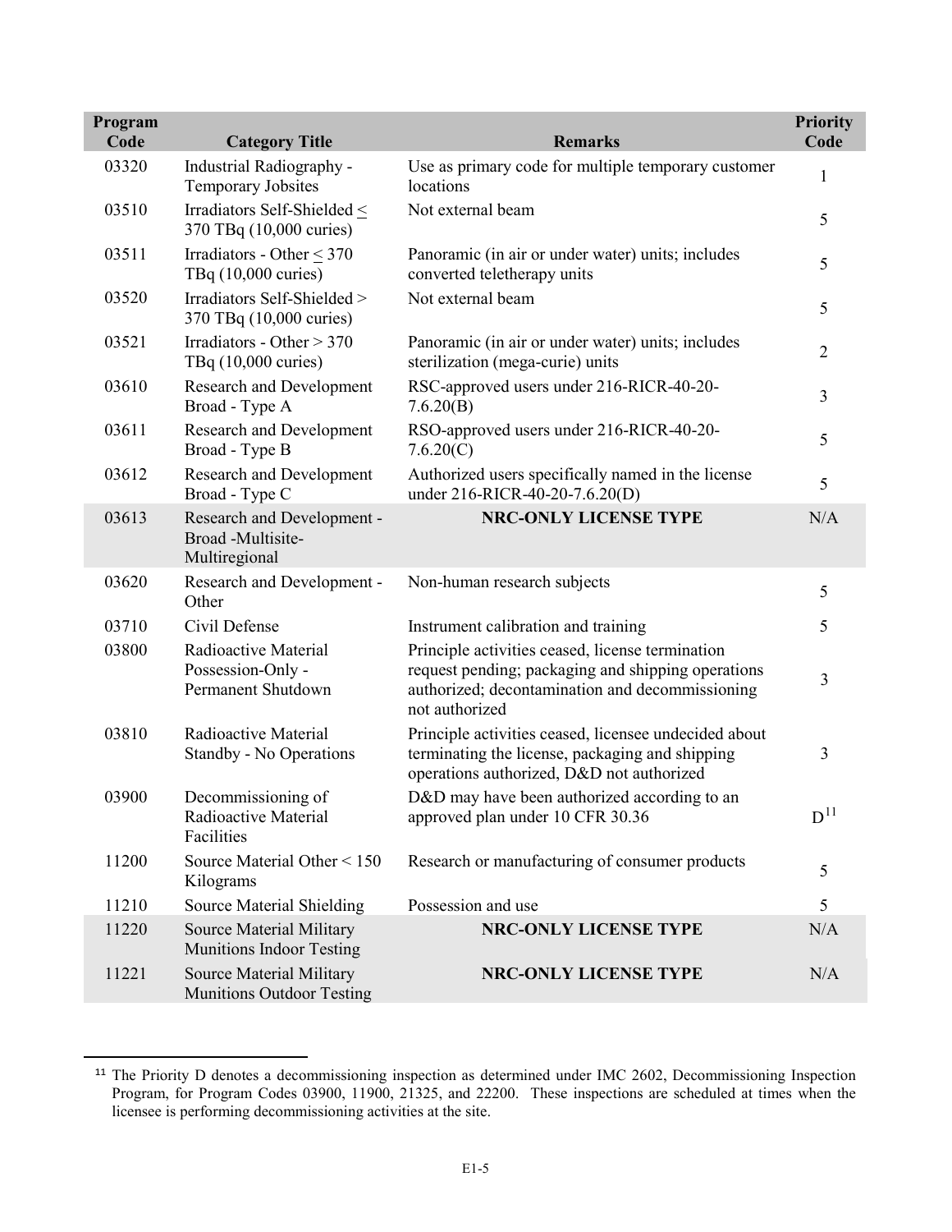| Program Code | Category Title | Remarks | Priority Code |
|---|---|---|---|
| 03320 | Industrial Radiography - Temporary Jobsites | Use as primary code for multiple temporary customer locations | 1 |
| 03510 | Irradiators Self-Shielded ≤ 370 TBq (10,000 curies) | Not external beam | 5 |
| 03511 | Irradiators - Other ≤ 370 TBq (10,000 curies) | Panoramic (in air or under water) units; includes converted teletherapy units | 5 |
| 03520 | Irradiators Self-Shielded > 370 TBq (10,000 curies) | Not external beam | 5 |
| 03521 | Irradiators - Other > 370 TBq (10,000 curies) | Panoramic (in air or under water) units; includes sterilization (mega-curie) units | 2 |
| 03610 | Research and Development Broad - Type A | RSC-approved users under 216-RICR-40-20-7.6.20(B) | 3 |
| 03611 | Research and Development Broad - Type B | RSO-approved users under 216-RICR-40-20-7.6.20(C) | 5 |
| 03612 | Research and Development Broad - Type C | Authorized users specifically named in the license under 216-RICR-40-20-7.6.20(D) | 5 |
| 03613 | Research and Development - Broad -Multisite-Multiregional | **NRC-ONLY LICENSE TYPE** | N/A |
| 03620 | Research and Development - Other | Non-human research subjects | 5 |
| 03710 | Civil Defense | Instrument calibration and training | 5 |
| 03800 | Radioactive Material Possession-Only - Permanent Shutdown | Principle activities ceased, license termination request pending; packaging and shipping operations authorized; decontamination and decommissioning not authorized | 3 |
| 03810 | Radioactive Material Standby - No Operations | Principle activities ceased, licensee undecided about terminating the license, packaging and shipping operations authorized, D&D not authorized | 3 |
| 03900 | Decommissioning of Radioactive Material Facilities | D&D may have been authorized according to an approved plan under 10 CFR 30.36 | D[11] |
| 11200 | Source Material Other < 150 Kilograms | Research or manufacturing of consumer products | 5 |
| 11210 | Source Material Shielding | Possession and use | 5 |
| 11220 | Source Material Military Munitions Indoor Testing | **NRC-ONLY LICENSE TYPE** | N/A |
| 11221 | Source Material Military Munitions Outdoor Testing | **NRC-ONLY LICENSE TYPE** | N/A |

[11] The Priority D denotes a decommissioning inspection as determined under IMC 2602, Decommissioning Inspection Program, for Program Codes 03900, 11900, 21325, and 22200. These inspections are scheduled at times when the licensee is performing decommissioning activities at the site.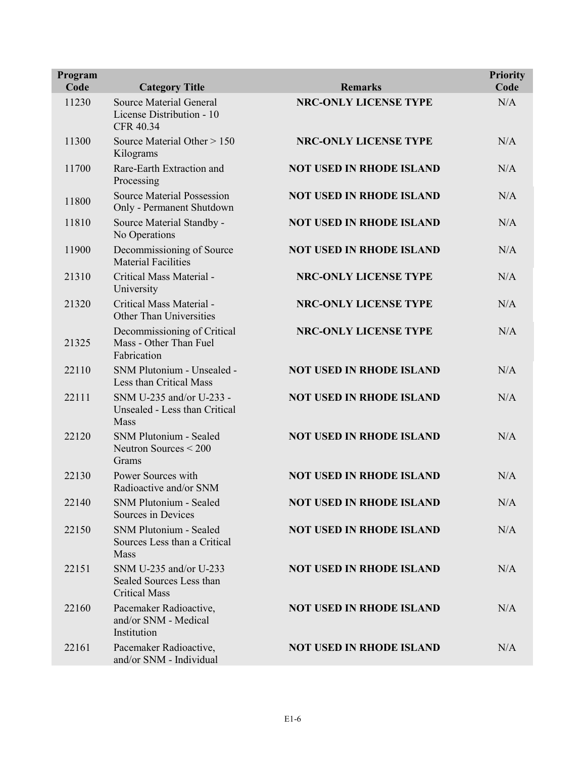| Program Code | Category Title | Remarks | Priority Code |
|---|---|---|---|
| 11230 | Source Material General License Distribution - 10 CFR 40.34 | **NRC-ONLY LICENSE TYPE** | N/A |
| 11300 | Source Material Other > 150 Kilograms | **NRC-ONLY LICENSE TYPE** | N/A |
| 11700 | Rare-Earth Extraction and Processing | **NOT USED IN RHODE ISLAND** | N/A |
| 11800 | Source Material Possession Only - Permanent Shutdown | **NOT USED IN RHODE ISLAND** | N/A |
| 11810 | Source Material Standby - No Operations | **NOT USED IN RHODE ISLAND** | N/A |
| 11900 | Decommissioning of Source Material Facilities | **NOT USED IN RHODE ISLAND** | N/A |
| 21310 | Critical Mass Material - University | **NRC-ONLY LICENSE TYPE** | N/A |
| 21320 | Critical Mass Material - Other Than Universities | **NRC-ONLY LICENSE TYPE** | N/A |
| 21325 | Decommissioning of Critical Mass - Other Than Fuel Fabrication | **NRC-ONLY LICENSE TYPE** | N/A |
| 22110 | SNM Plutonium - Unsealed - Less than Critical Mass | **NOT USED IN RHODE ISLAND** | N/A |
| 22111 | SNM U-235 and/or U-233 - Unsealed - Less than Critical Mass | **NOT USED IN RHODE ISLAND** | N/A |
| 22120 | SNM Plutonium - Sealed Neutron Sources < 200 Grams | **NOT USED IN RHODE ISLAND** | N/A |
| 22130 | Power Sources with Radioactive and/or SNM | **NOT USED IN RHODE ISLAND** | N/A |
| 22140 | SNM Plutonium - Sealed Sources in Devices | **NOT USED IN RHODE ISLAND** | N/A |
| 22150 | SNM Plutonium - Sealed Sources Less than a Critical Mass | **NOT USED IN RHODE ISLAND** | N/A |
| 22151 | SNM U-235 and/or U-233 Sealed Sources Less than Critical Mass | **NOT USED IN RHODE ISLAND** | N/A |
| 22160 | Pacemaker Radioactive, and/or SNM - Medical Institution | **NOT USED IN RHODE ISLAND** | N/A |
| 22161 | Pacemaker Radioactive, and/or SNM - Individual | **NOT USED IN RHODE ISLAND** | N/A |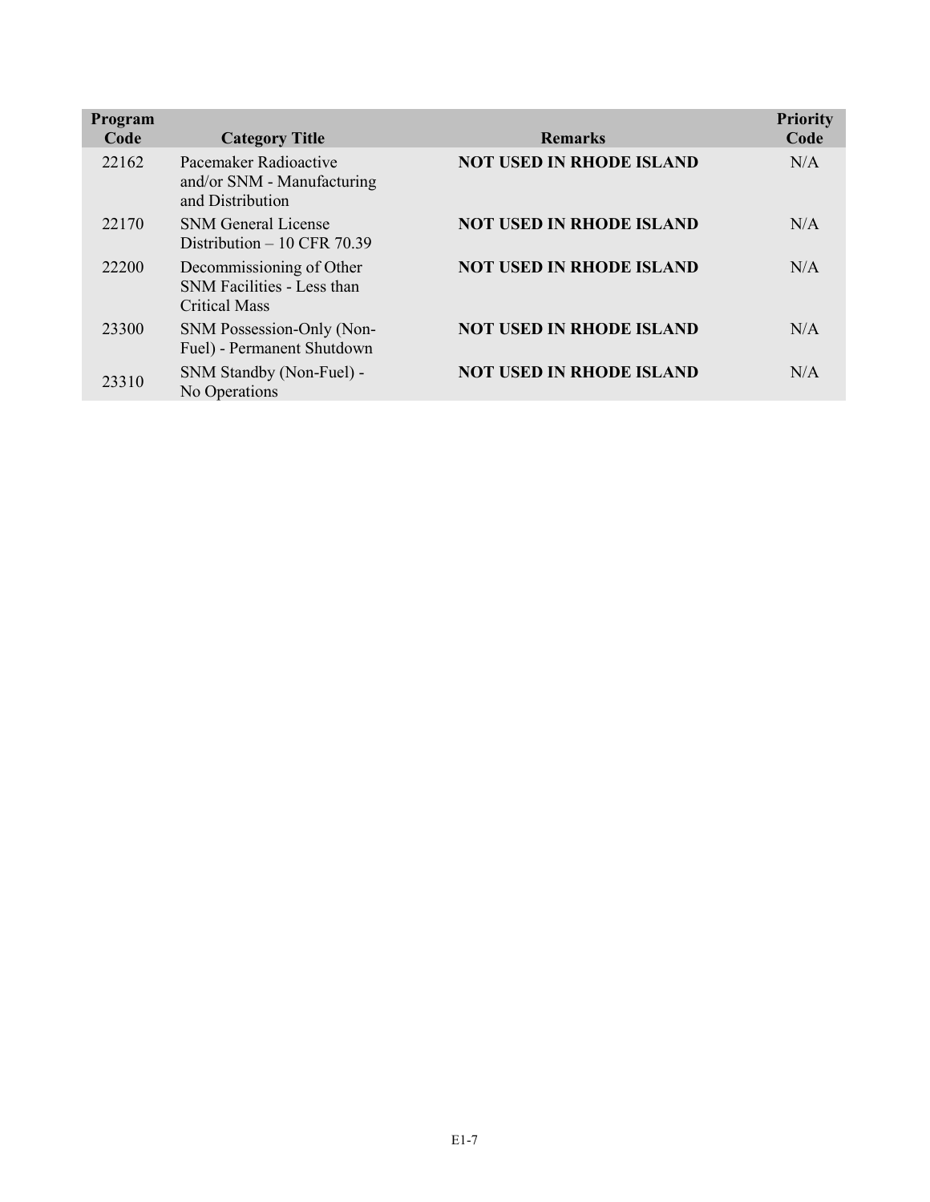| Program Code | Category Title | Remarks | Priority Code |
|---|---|---|---|
| 22162 | Pacemaker Radioactive and/or SNM - Manufacturing and Distribution | **NOT USED IN RHODE ISLAND** | N/A |
| 22170 | SNM General License Distribution – 10 CFR 70.39 | **NOT USED IN RHODE ISLAND** | N/A |
| 22200 | Decommissioning of Other SNM Facilities - Less than Critical Mass | **NOT USED IN RHODE ISLAND** | N/A |
| 23300 | SNM Possession-Only (Non-Fuel) - Permanent Shutdown | **NOT USED IN RHODE ISLAND** | N/A |
| 23310 | SNM Standby (Non-Fuel) - No Operations | **NOT USED IN RHODE ISLAND** | N/A |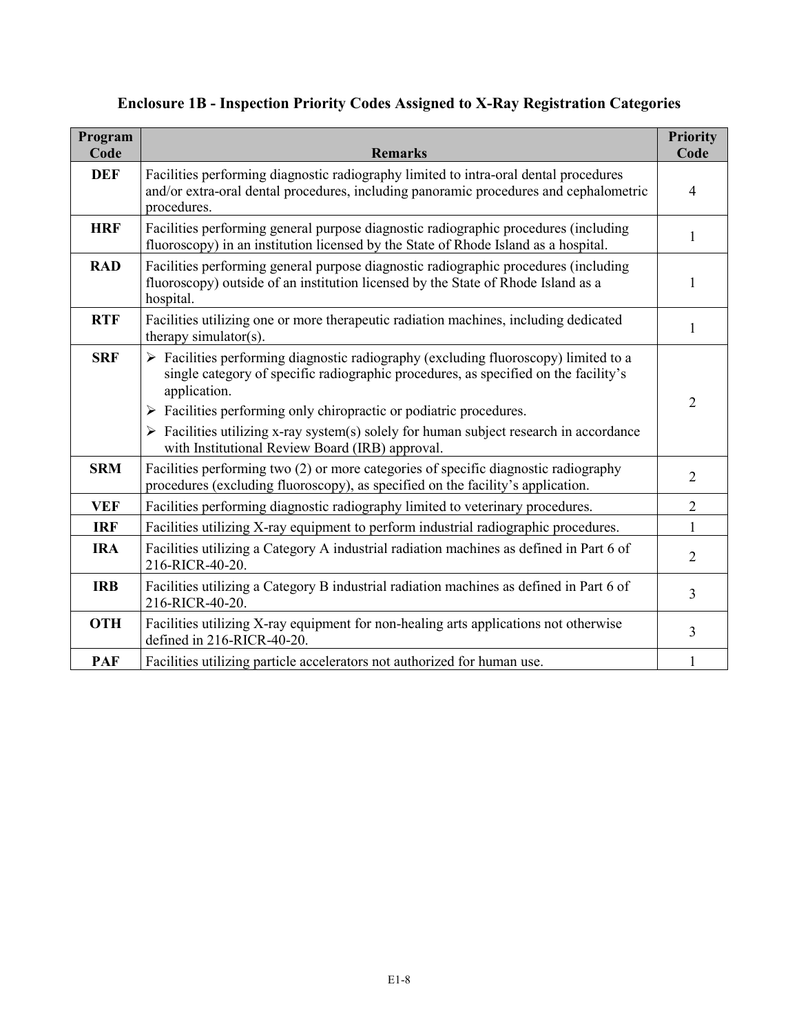## Enclosure 1B - Inspection Priority Codes Assigned to X-Ray Registration Categories

| Program Code | Remarks | Priority Code |
|---|---|---|
| **DEF** | Facilities performing diagnostic radiography limited to intra-oral dental procedures and/or extra-oral dental procedures, including panoramic procedures and cephalometric procedures. | 4 |
| **HRF** | Facilities performing general purpose diagnostic radiographic procedures (including fluoroscopy) in an institution licensed by the State of Rhode Island as a hospital. | 1 |
| **RAD** | Facilities performing general purpose diagnostic radiographic procedures (including fluoroscopy) outside of an institution licensed by the State of Rhode Island as a hospital. | 1 |
| **RTF** | Facilities utilizing one or more therapeutic radiation machines, including dedicated therapy simulator(s). | 1 |
| **SRF** | ➢ Facilities performing diagnostic radiography (excluding fluoroscopy) limited to a single category of specific radiographic procedures, as specified on the facility's application.<br>➢ Facilities performing only chiropractic or podiatric procedures.<br>➢ Facilities utilizing x-ray system(s) solely for human subject research in accordance with Institutional Review Board (IRB) approval. | 2 |
| **SRM** | Facilities performing two (2) or more categories of specific diagnostic radiography procedures (excluding fluoroscopy), as specified on the facility's application. | 2 |
| **VEF** | Facilities performing diagnostic radiography limited to veterinary procedures. | 2 |
| **IRF** | Facilities utilizing X-ray equipment to perform industrial radiographic procedures. | 1 |
| **IRA** | Facilities utilizing a Category A industrial radiation machines as defined in Part 6 of 216-RICR-40-20. | 2 |
| **IRB** | Facilities utilizing a Category B industrial radiation machines as defined in Part 6 of 216-RICR-40-20. | 3 |
| **OTH** | Facilities utilizing X-ray equipment for non-healing arts applications not otherwise defined in 216-RICR-40-20. | 3 |
| **PAF** | Facilities utilizing particle accelerators not authorized for human use. | 1 |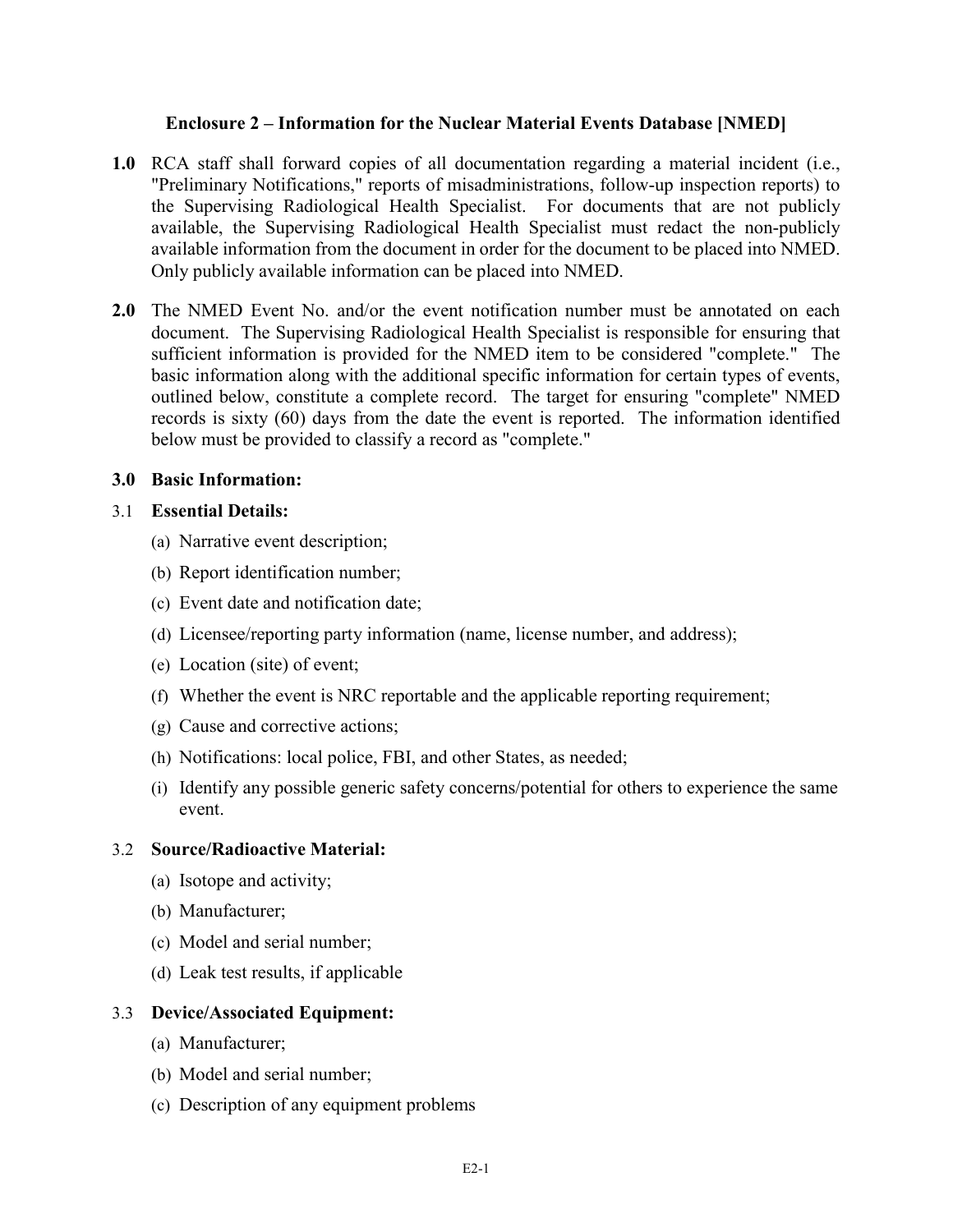## Enclosure 2 – Information for the Nuclear Material Events Database [NMED]

**1.0** RCA staff shall forward copies of all documentation regarding a material incident (i.e., "Preliminary Notifications," reports of misadministrations, follow-up inspection reports) to the Supervising Radiological Health Specialist. For documents that are not publicly available, the Supervising Radiological Health Specialist must redact the non-publicly available information from the document in order for the document to be placed into NMED. Only publicly available information can be placed into NMED.

**2.0** The NMED Event No. and/or the event notification number must be annotated on each document. The Supervising Radiological Health Specialist is responsible for ensuring that sufficient information is provided for the NMED item to be considered "complete." The basic information along with the additional specific information for certain types of events, outlined below, constitute a complete record. The target for ensuring "complete" NMED records is sixty (60) days from the date the event is reported. The information identified below must be provided to classify a record as "complete."

**3.0 Basic Information:**

3.1 **Essential Details:**

(a) Narrative event description;

(b) Report identification number;

(c) Event date and notification date;

(d) Licensee/reporting party information (name, license number, and address);

(e) Location (site) of event;

(f) Whether the event is NRC reportable and the applicable reporting requirement;

(g) Cause and corrective actions;

(h) Notifications: local police, FBI, and other States, as needed;

(i) Identify any possible generic safety concerns/potential for others to experience the same event.

3.2 **Source/Radioactive Material:**

(a) Isotope and activity;

(b) Manufacturer;

(c) Model and serial number;

(d) Leak test results, if applicable

3.3 **Device/Associated Equipment:**

(a) Manufacturer;

(b) Model and serial number;

(c) Description of any equipment problems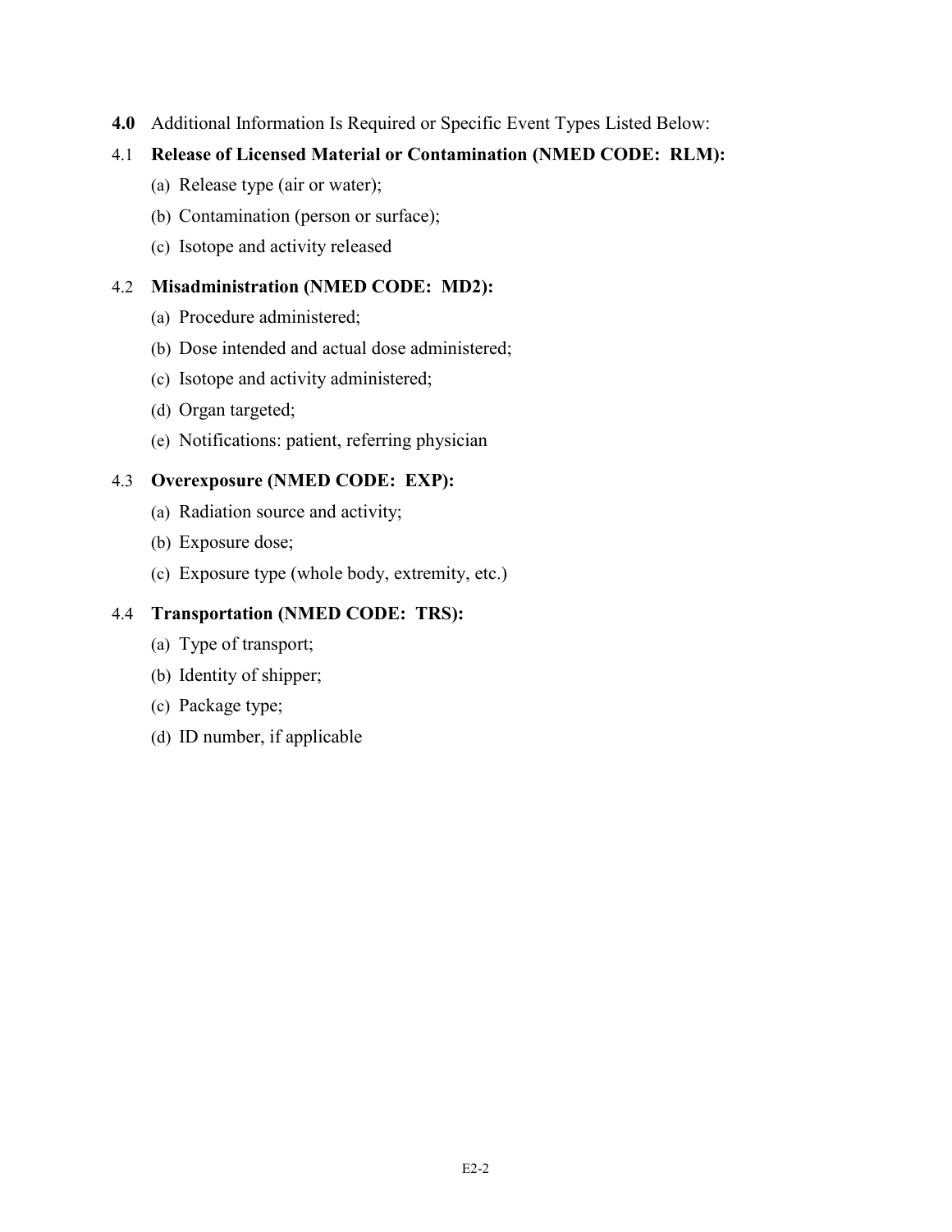**4.0** Additional Information Is Required or Specific Event Types Listed Below:

4.1 **Release of Licensed Material or Contamination (NMED CODE: RLM):**

(a) Release type (air or water);

(b) Contamination (person or surface);

(c) Isotope and activity released

4.2 **Misadministration (NMED CODE: MD2):**

(a) Procedure administered;

(b) Dose intended and actual dose administered;

(c) Isotope and activity administered;

(d) Organ targeted;

(e) Notifications: patient, referring physician

4.3 **Overexposure (NMED CODE: EXP):**

(a) Radiation source and activity;

(b) Exposure dose;

(c) Exposure type (whole body, extremity, etc.)

4.4 **Transportation (NMED CODE: TRS):**

(a) Type of transport;

(b) Identity of shipper;

(c) Package type;

(d) ID number, if applicable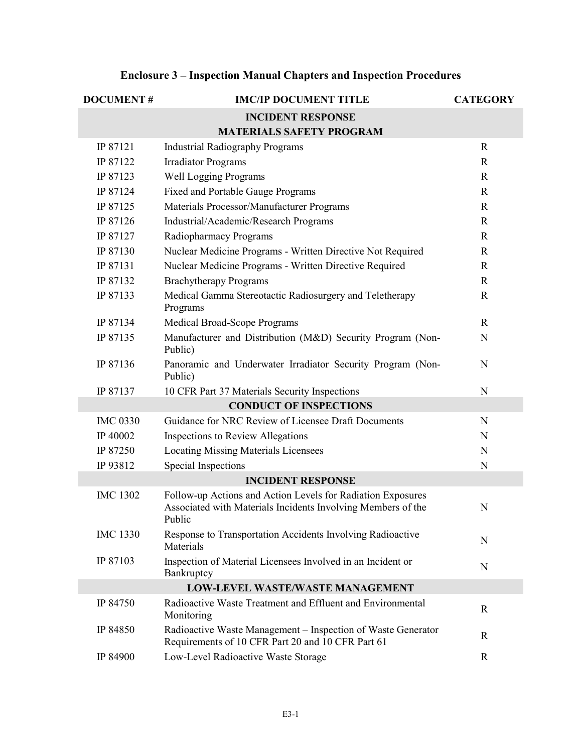# Enclosure 3 – Inspection Manual Chapters and Inspection Procedures

| DOCUMENT # | IMC/IP DOCUMENT TITLE | CATEGORY |
|---|---|---|
| | **INCIDENT RESPONSE**<br>**MATERIALS SAFETY PROGRAM** | |
| IP 87121 | Industrial Radiography Programs | R |
| IP 87122 | Irradiator Programs | R |
| IP 87123 | Well Logging Programs | R |
| IP 87124 | Fixed and Portable Gauge Programs | R |
| IP 87125 | Materials Processor/Manufacturer Programs | R |
| IP 87126 | Industrial/Academic/Research Programs | R |
| IP 87127 | Radiopharmacy Programs | R |
| IP 87130 | Nuclear Medicine Programs - Written Directive Not Required | R |
| IP 87131 | Nuclear Medicine Programs - Written Directive Required | R |
| IP 87132 | Brachytherapy Programs | R |
| IP 87133 | Medical Gamma Stereotactic Radiosurgery and Teletherapy Programs | R |
| IP 87134 | Medical Broad-Scope Programs | R |
| IP 87135 | Manufacturer and Distribution (M&D) Security Program (Non-Public) | N |
| IP 87136 | Panoramic and Underwater Irradiator Security Program (Non-Public) | N |
| IP 87137 | 10 CFR Part 37 Materials Security Inspections | N |
| | **CONDUCT OF INSPECTIONS** | |
| IMC 0330 | Guidance for NRC Review of Licensee Draft Documents | N |
| IP 40002 | Inspections to Review Allegations | N |
| IP 87250 | Locating Missing Materials Licensees | N |
| IP 93812 | Special Inspections | N |
| | **INCIDENT RESPONSE** | |
| IMC 1302 | Follow-up Actions and Action Levels for Radiation Exposures Associated with Materials Incidents Involving Members of the Public | N |
| IMC 1330 | Response to Transportation Accidents Involving Radioactive Materials | N |
| IP 87103 | Inspection of Material Licensees Involved in an Incident or Bankruptcy | N |
| | **LOW-LEVEL WASTE/WASTE MANAGEMENT** | |
| IP 84750 | Radioactive Waste Treatment and Effluent and Environmental Monitoring | R |
| IP 84850 | Radioactive Waste Management – Inspection of Waste Generator Requirements of 10 CFR Part 20 and 10 CFR Part 61 | R |
| IP 84900 | Low-Level Radioactive Waste Storage | R |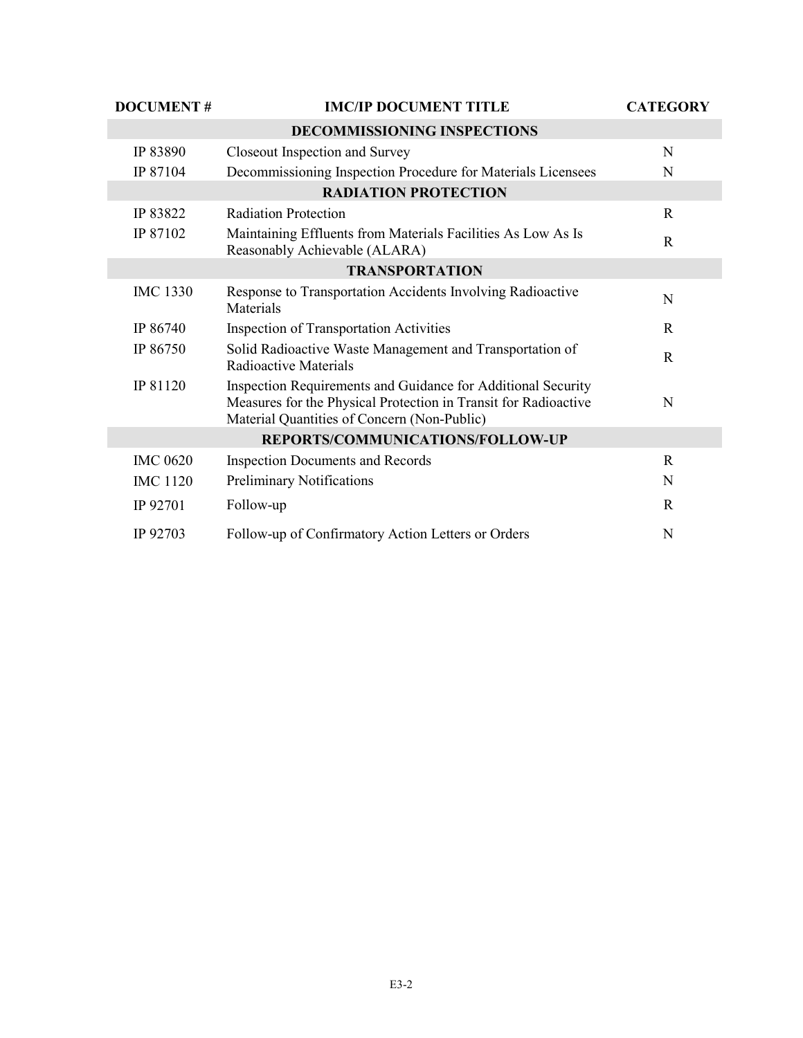| DOCUMENT # | IMC/IP DOCUMENT TITLE | CATEGORY |
|---|---|---|
| **DECOMMISSIONING INSPECTIONS** | | |
| IP 83890 | Closeout Inspection and Survey | N |
| IP 87104 | Decommissioning Inspection Procedure for Materials Licensees | N |
| **RADIATION PROTECTION** | | |
| IP 83822 | Radiation Protection | R |
| IP 87102 | Maintaining Effluents from Materials Facilities As Low As Is Reasonably Achievable (ALARA) | R |
| **TRANSPORTATION** | | |
| IMC 1330 | Response to Transportation Accidents Involving Radioactive Materials | N |
| IP 86740 | Inspection of Transportation Activities | R |
| IP 86750 | Solid Radioactive Waste Management and Transportation of Radioactive Materials | R |
| IP 81120 | Inspection Requirements and Guidance for Additional Security Measures for the Physical Protection in Transit for Radioactive Material Quantities of Concern (Non-Public) | N |
| **REPORTS/COMMUNICATIONS/FOLLOW-UP** | | |
| IMC 0620 | Inspection Documents and Records | R |
| IMC 1120 | Preliminary Notifications | N |
| IP 92701 | Follow-up | R |
| IP 92703 | Follow-up of Confirmatory Action Letters or Orders | N |